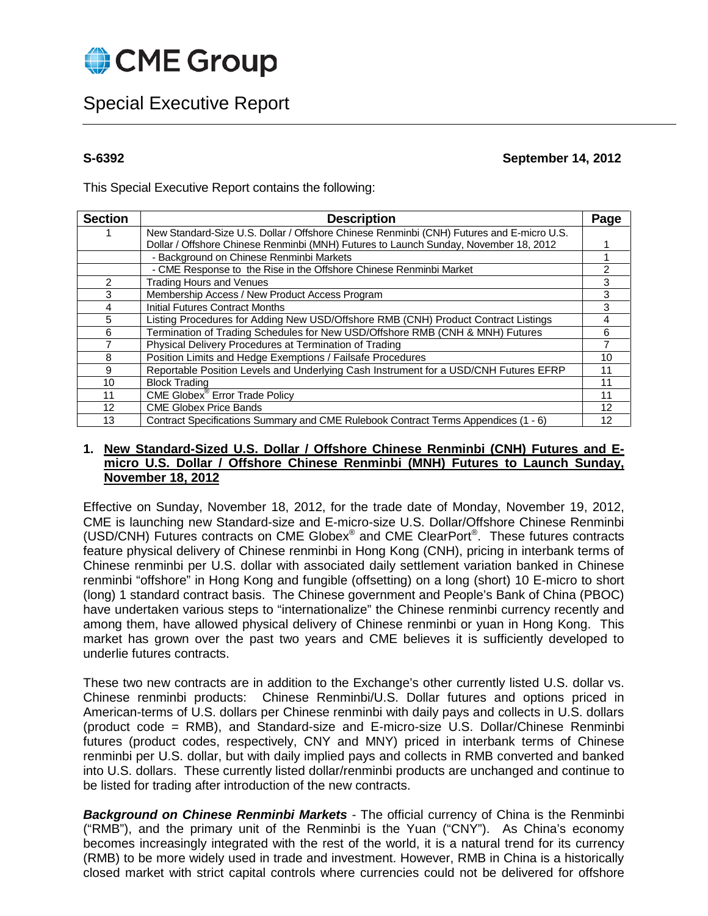# CME Group

## Special Executive Report

**S-6392** **September 14, 2012**

This Special Executive Report contains the following:

| Section | Description | Page |
|---|---|---|
| 1 | New Standard-Size U.S. Dollar / Offshore Chinese Renminbi (CNH) Futures and E-micro U.S. Dollar / Offshore Chinese Renminbi (MNH) Futures to Launch Sunday, November 18, 2012 | 1 |
| | - Background on Chinese Renminbi Markets | 1 |
| | - CME Response to the Rise in the Offshore Chinese Renminbi Market | 2 |
| 2 | Trading Hours and Venues | 3 |
| 3 | Membership Access / New Product Access Program | 3 |
| 4 | Initial Futures Contract Months | 3 |
| 5 | Listing Procedures for Adding New USD/Offshore RMB (CNH) Product Contract Listings | 4 |
| 6 | Termination of Trading Schedules for New USD/Offshore RMB (CNH & MNH) Futures | 6 |
| 7 | Physical Delivery Procedures at Termination of Trading | 7 |
| 8 | Position Limits and Hedge Exemptions / Failsafe Procedures | 10 |
| 9 | Reportable Position Levels and Underlying Cash Instrument for a USD/CNH Futures EFRP | 11 |
| 10 | Block Trading | 11 |
| 11 | CME Globex® Error Trade Policy | 11 |
| 12 | CME Globex Price Bands | 12 |
| 13 | Contract Specifications Summary and CME Rulebook Contract Terms Appendices (1 - 6) | 12 |

### 1. New Standard-Sized U.S. Dollar / Offshore Chinese Renminbi (CNH) Futures and E-micro U.S. Dollar / Offshore Chinese Renminbi (MNH) Futures to Launch Sunday, November 18, 2012

Effective on Sunday, November 18, 2012, for the trade date of Monday, November 19, 2012, CME is launching new Standard-size and E-micro-size U.S. Dollar/Offshore Chinese Renminbi (USD/CNH) Futures contracts on CME Globex® and CME ClearPort®. These futures contracts feature physical delivery of Chinese renminbi in Hong Kong (CNH), pricing in interbank terms of Chinese renminbi per U.S. dollar with associated daily settlement variation banked in Chinese renminbi "offshore" in Hong Kong and fungible (offsetting) on a long (short) 10 E-micro to short (long) 1 standard contract basis. The Chinese government and People's Bank of China (PBOC) have undertaken various steps to "internationalize" the Chinese renminbi currency recently and among them, have allowed physical delivery of Chinese renminbi or yuan in Hong Kong. This market has grown over the past two years and CME believes it is sufficiently developed to underlie futures contracts.

These two new contracts are in addition to the Exchange's other currently listed U.S. dollar vs. Chinese renminbi products: Chinese Renminbi/U.S. Dollar futures and options priced in American-terms of U.S. dollars per Chinese renminbi with daily pays and collects in U.S. dollars (product code = RMB), and Standard-size and E-micro-size U.S. Dollar/Chinese Renminbi futures (product codes, respectively, CNY and MNY) priced in interbank terms of Chinese renminbi per U.S. dollar, but with daily implied pays and collects in RMB converted and banked into U.S. dollars. These currently listed dollar/renminbi products are unchanged and continue to be listed for trading after introduction of the new contracts.

***Background on Chinese Renminbi Markets*** - The official currency of China is the Renminbi ("RMB"), and the primary unit of the Renminbi is the Yuan ("CNY"). As China's economy becomes increasingly integrated with the rest of the world, it is a natural trend for its currency (RMB) to be more widely used in trade and investment. However, RMB in China is a historically closed market with strict capital controls where currencies could not be delivered for offshore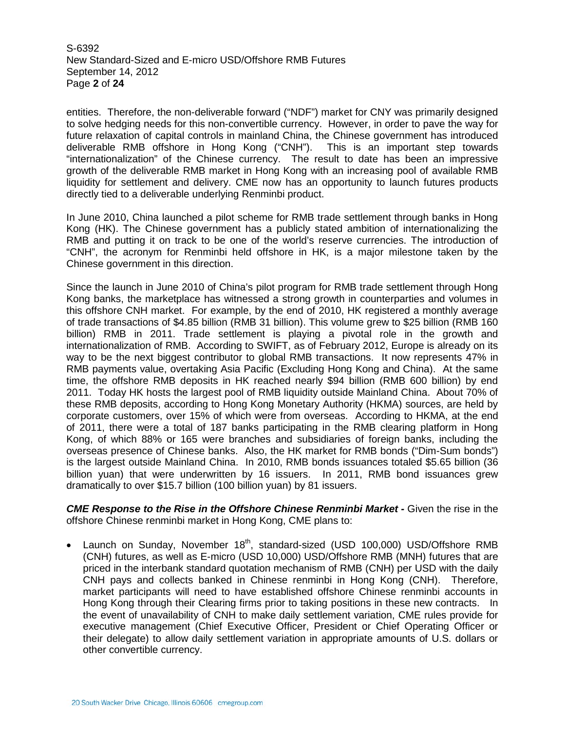entities. Therefore, the non-deliverable forward ("NDF") market for CNY was primarily designed to solve hedging needs for this non-convertible currency. However, in order to pave the way for future relaxation of capital controls in mainland China, the Chinese government has introduced deliverable RMB offshore in Hong Kong ("CNH"). This is an important step towards "internationalization" of the Chinese currency. The result to date has been an impressive growth of the deliverable RMB market in Hong Kong with an increasing pool of available RMB liquidity for settlement and delivery. CME now has an opportunity to launch futures products directly tied to a deliverable underlying Renminbi product.

In June 2010, China launched a pilot scheme for RMB trade settlement through banks in Hong Kong (HK). The Chinese government has a publicly stated ambition of internationalizing the RMB and putting it on track to be one of the world's reserve currencies. The introduction of "CNH", the acronym for Renminbi held offshore in HK, is a major milestone taken by the Chinese government in this direction.

Since the launch in June 2010 of China's pilot program for RMB trade settlement through Hong Kong banks, the marketplace has witnessed a strong growth in counterparties and volumes in this offshore CNH market. For example, by the end of 2010, HK registered a monthly average of trade transactions of $4.85 billion (RMB 31 billion). This volume grew to $25 billion (RMB 160 billion) RMB in 2011. Trade settlement is playing a pivotal role in the growth and internationalization of RMB. According to SWIFT, as of February 2012, Europe is already on its way to be the next biggest contributor to global RMB transactions. It now represents 47% in RMB payments value, overtaking Asia Pacific (Excluding Hong Kong and China). At the same time, the offshore RMB deposits in HK reached nearly $94 billion (RMB 600 billion) by end 2011. Today HK hosts the largest pool of RMB liquidity outside Mainland China. About 70% of these RMB deposits, according to Hong Kong Monetary Authority (HKMA) sources, are held by corporate customers, over 15% of which were from overseas. According to HKMA, at the end of 2011, there were a total of 187 banks participating in the RMB clearing platform in Hong Kong, of which 88% or 165 were branches and subsidiaries of foreign banks, including the overseas presence of Chinese banks. Also, the HK market for RMB bonds ("Dim-Sum bonds") is the largest outside Mainland China. In 2010, RMB bonds issuances totaled $5.65 billion (36 billion yuan) that were underwritten by 16 issuers. In 2011, RMB bond issuances grew dramatically to over $15.7 billion (100 billion yuan) by 81 issuers.

***CME Response to the Rise in the Offshore Chinese Renminbi Market -*** Given the rise in the offshore Chinese renminbi market in Hong Kong, CME plans to:

- Launch on Sunday, November 18th, standard-sized (USD 100,000) USD/Offshore RMB (CNH) futures, as well as E-micro (USD 10,000) USD/Offshore RMB (MNH) futures that are priced in the interbank standard quotation mechanism of RMB (CNH) per USD with the daily CNH pays and collects banked in Chinese renminbi in Hong Kong (CNH). Therefore, market participants will need to have established offshore Chinese renminbi accounts in Hong Kong through their Clearing firms prior to taking positions in these new contracts. In the event of unavailability of CNH to make daily settlement variation, CME rules provide for executive management (Chief Executive Officer, President or Chief Operating Officer or their delegate) to allow daily settlement variation in appropriate amounts of U.S. dollars or other convertible currency.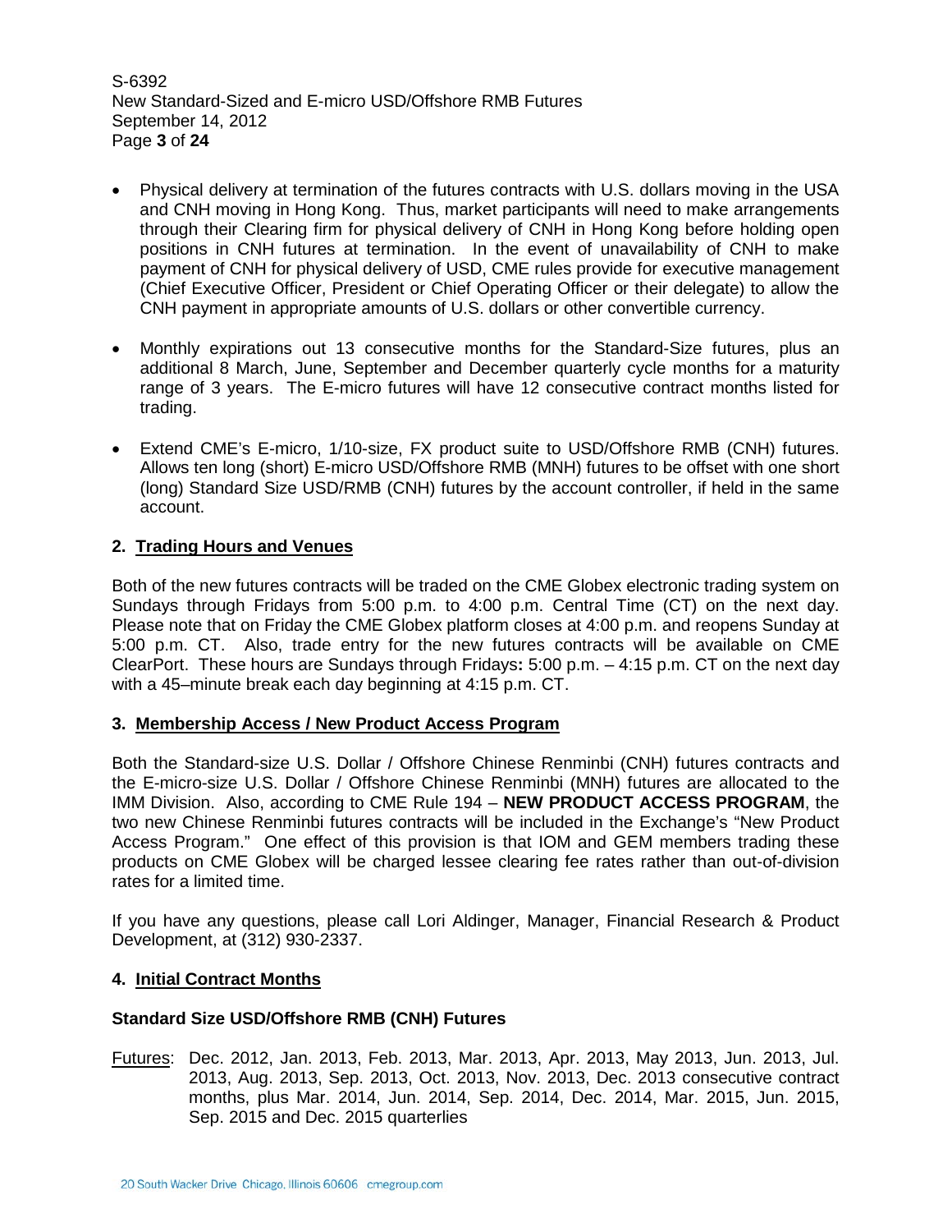- Physical delivery at termination of the futures contracts with U.S. dollars moving in the USA and CNH moving in Hong Kong. Thus, market participants will need to make arrangements through their Clearing firm for physical delivery of CNH in Hong Kong before holding open positions in CNH futures at termination. In the event of unavailability of CNH to make payment of CNH for physical delivery of USD, CME rules provide for executive management (Chief Executive Officer, President or Chief Operating Officer or their delegate) to allow the CNH payment in appropriate amounts of U.S. dollars or other convertible currency.

- Monthly expirations out 13 consecutive months for the Standard-Size futures, plus an additional 8 March, June, September and December quarterly cycle months for a maturity range of 3 years. The E-micro futures will have 12 consecutive contract months listed for trading.

- Extend CME's E-micro, 1/10-size, FX product suite to USD/Offshore RMB (CNH) futures. Allows ten long (short) E-micro USD/Offshore RMB (MNH) futures to be offset with one short (long) Standard Size USD/RMB (CNH) futures by the account controller, if held in the same account.

## 2. Trading Hours and Venues

Both of the new futures contracts will be traded on the CME Globex electronic trading system on Sundays through Fridays from 5:00 p.m. to 4:00 p.m. Central Time (CT) on the next day. Please note that on Friday the CME Globex platform closes at 4:00 p.m. and reopens Sunday at 5:00 p.m. CT. Also, trade entry for the new futures contracts will be available on CME ClearPort. These hours are Sundays through Fridays**:** 5:00 p.m. – 4:15 p.m. CT on the next day with a 45–minute break each day beginning at 4:15 p.m. CT.

## 3. Membership Access / New Product Access Program

Both the Standard-size U.S. Dollar / Offshore Chinese Renminbi (CNH) futures contracts and the E-micro-size U.S. Dollar / Offshore Chinese Renminbi (MNH) futures are allocated to the IMM Division. Also, according to CME Rule 194 – **NEW PRODUCT ACCESS PROGRAM**, the two new Chinese Renminbi futures contracts will be included in the Exchange's "New Product Access Program." One effect of this provision is that IOM and GEM members trading these products on CME Globex will be charged lessee clearing fee rates rather than out-of-division rates for a limited time.

If you have any questions, please call Lori Aldinger, Manager, Financial Research & Product Development, at (312) 930-2337.

## 4. Initial Contract Months

**Standard Size USD/Offshore RMB (CNH) Futures**

Futures: Dec. 2012, Jan. 2013, Feb. 2013, Mar. 2013, Apr. 2013, May 2013, Jun. 2013, Jul. 2013, Aug. 2013, Sep. 2013, Oct. 2013, Nov. 2013, Dec. 2013 consecutive contract months, plus Mar. 2014, Jun. 2014, Sep. 2014, Dec. 2014, Mar. 2015, Jun. 2015, Sep. 2015 and Dec. 2015 quarterlies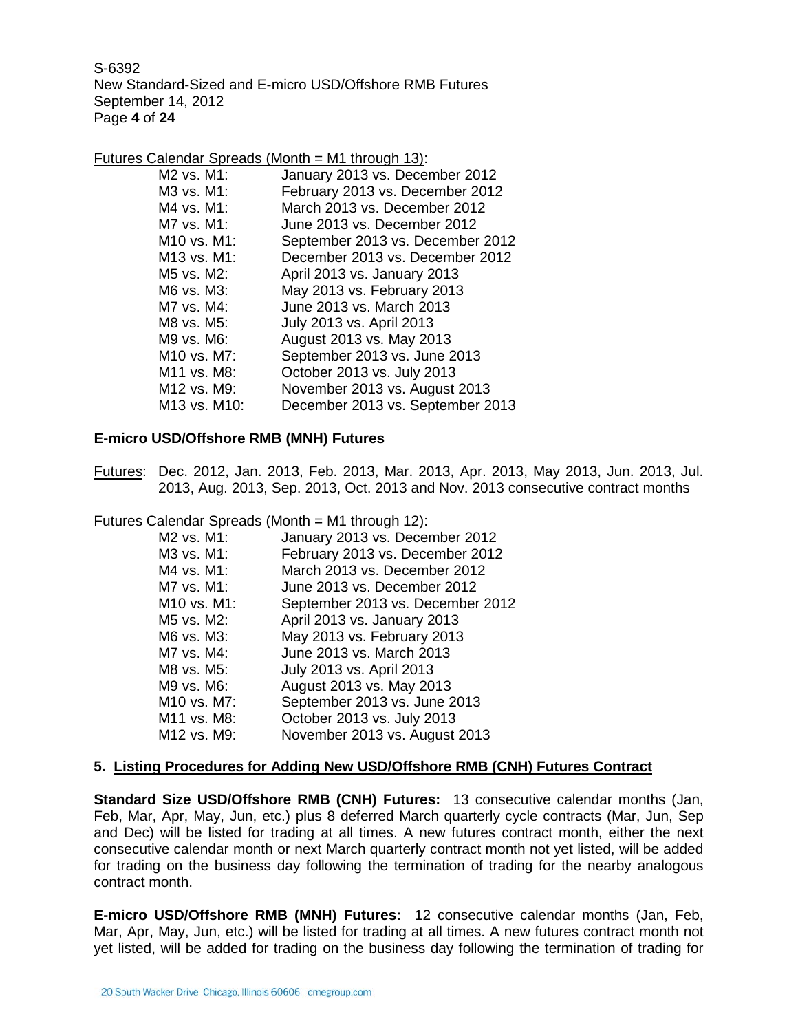Futures Calendar Spreads (Month = M1 through 13):

| | |
|---|---|
| M2 vs. M1: | January 2013 vs. December 2012 |
| M3 vs. M1: | February 2013 vs. December 2012 |
| M4 vs. M1: | March 2013 vs. December 2012 |
| M7 vs. M1: | June 2013 vs. December 2012 |
| M10 vs. M1: | September 2013 vs. December 2012 |
| M13 vs. M1: | December 2013 vs. December 2012 |
| M5 vs. M2: | April 2013 vs. January 2013 |
| M6 vs. M3: | May 2013 vs. February 2013 |
| M7 vs. M4: | June 2013 vs. March 2013 |
| M8 vs. M5: | July 2013 vs. April 2013 |
| M9 vs. M6: | August 2013 vs. May 2013 |
| M10 vs. M7: | September 2013 vs. June 2013 |
| M11 vs. M8: | October 2013 vs. July 2013 |
| M12 vs. M9: | November 2013 vs. August 2013 |
| M13 vs. M10: | December 2013 vs. September 2013 |

**E-micro USD/Offshore RMB (MNH) Futures**

Futures: Dec. 2012, Jan. 2013, Feb. 2013, Mar. 2013, Apr. 2013, May 2013, Jun. 2013, Jul. 2013, Aug. 2013, Sep. 2013, Oct. 2013 and Nov. 2013 consecutive contract months

Futures Calendar Spreads (Month = M1 through 12):

| | |
|---|---|
| M2 vs. M1: | January 2013 vs. December 2012 |
| M3 vs. M1: | February 2013 vs. December 2012 |
| M4 vs. M1: | March 2013 vs. December 2012 |
| M7 vs. M1: | June 2013 vs. December 2012 |
| M10 vs. M1: | September 2013 vs. December 2012 |
| M5 vs. M2: | April 2013 vs. January 2013 |
| M6 vs. M3: | May 2013 vs. February 2013 |
| M7 vs. M4: | June 2013 vs. March 2013 |
| M8 vs. M5: | July 2013 vs. April 2013 |
| M9 vs. M6: | August 2013 vs. May 2013 |
| M10 vs. M7: | September 2013 vs. June 2013 |
| M11 vs. M8: | October 2013 vs. July 2013 |
| M12 vs. M9: | November 2013 vs. August 2013 |

## 5. Listing Procedures for Adding New USD/Offshore RMB (CNH) Futures Contract

**Standard Size USD/Offshore RMB (CNH) Futures:** 13 consecutive calendar months (Jan, Feb, Mar, Apr, May, Jun, etc.) plus 8 deferred March quarterly cycle contracts (Mar, Jun, Sep and Dec) will be listed for trading at all times. A new futures contract month, either the next consecutive calendar month or next March quarterly contract month not yet listed, will be added for trading on the business day following the termination of trading for the nearby analogous contract month.

**E-micro USD/Offshore RMB (MNH) Futures:** 12 consecutive calendar months (Jan, Feb, Mar, Apr, May, Jun, etc.) will be listed for trading at all times. A new futures contract month not yet listed, will be added for trading on the business day following the termination of trading for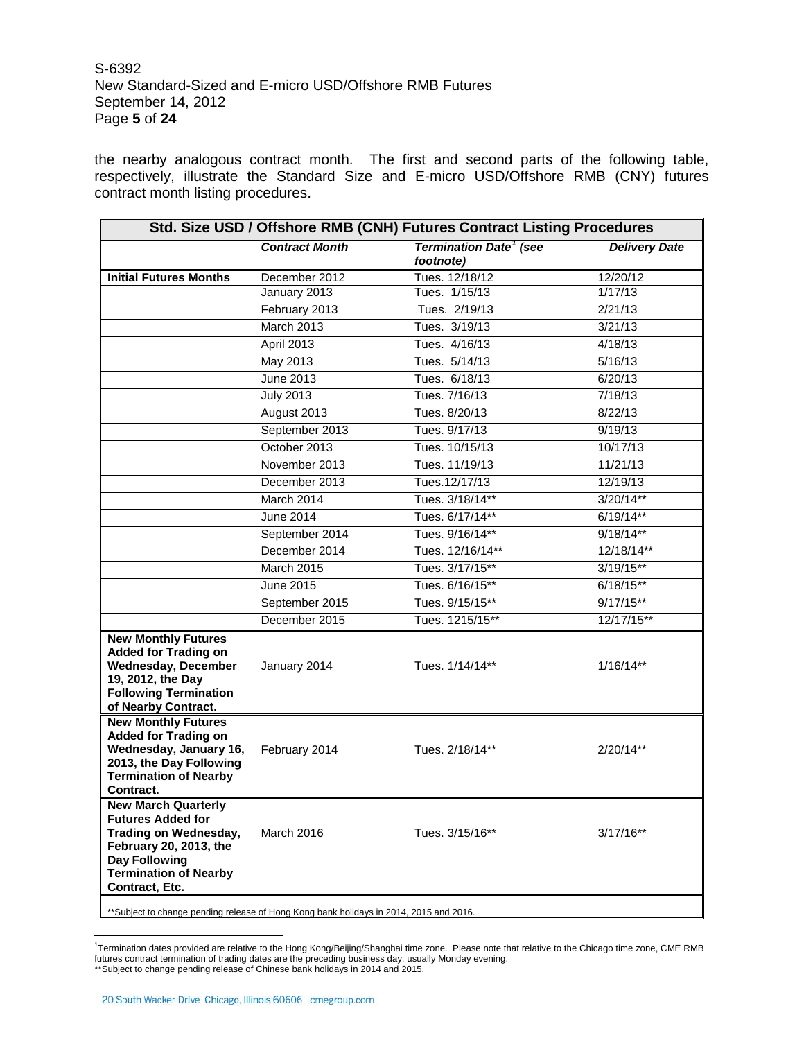the nearby analogous contract month. The first and second parts of the following table, respectively, illustrate the Standard Size and E-micro USD/Offshore RMB (CNY) futures contract month listing procedures.

| Std. Size USD / Offshore RMB (CNH) Futures Contract Listing Procedures | | | |
|---|---|---|---|
| | ***Contract Month*** | ***Termination Date[1] (see footnote)*** | ***Delivery Date*** |
| **Initial Futures Months** | December 2012 | Tues. 12/18/12 | 12/20/12 |
| | January 2013 | Tues. 1/15/13 | 1/17/13 |
| | February 2013 | Tues. 2/19/13 | 2/21/13 |
| | March 2013 | Tues. 3/19/13 | 3/21/13 |
| | April 2013 | Tues. 4/16/13 | 4/18/13 |
| | May 2013 | Tues. 5/14/13 | 5/16/13 |
| | June 2013 | Tues. 6/18/13 | 6/20/13 |
| | July 2013 | Tues. 7/16/13 | 7/18/13 |
| | August 2013 | Tues. 8/20/13 | 8/22/13 |
| | September 2013 | Tues. 9/17/13 | 9/19/13 |
| | October 2013 | Tues. 10/15/13 | 10/17/13 |
| | November 2013 | Tues. 11/19/13 | 11/21/13 |
| | December 2013 | Tues.12/17/13 | 12/19/13 |
| | March 2014 | Tues. 3/18/14** | 3/20/14** |
| | June 2014 | Tues. 6/17/14** | 6/19/14** |
| | September 2014 | Tues. 9/16/14** | 9/18/14** |
| | December 2014 | Tues. 12/16/14** | 12/18/14** |
| | March 2015 | Tues. 3/17/15** | 3/19/15** |
| | June 2015 | Tues. 6/16/15** | 6/18/15** |
| | September 2015 | Tues. 9/15/15** | 9/17/15** |
| | December 2015 | Tues. 1215/15** | 12/17/15** |
| **New Monthly Futures Added for Trading on Wednesday, December 19, 2012, the Day Following Termination of Nearby Contract.** | January 2014 | Tues. 1/14/14** | 1/16/14** |
| **New Monthly Futures Added for Trading on Wednesday, January 16, 2013, the Day Following Termination of Nearby Contract.** | February 2014 | Tues. 2/18/14** | 2/20/14** |
| **New March Quarterly Futures Added for Trading on Wednesday, February 20, 2013, the Day Following Termination of Nearby Contract, Etc.** | March 2016 | Tues. 3/15/16** | 3/17/16** |

**Subject to change pending release of Hong Kong bank holidays in 2014, 2015 and 2016.

[1]Termination dates provided are relative to the Hong Kong/Beijing/Shanghai time zone. Please note that relative to the Chicago time zone, CME RMB futures contract termination of trading dates are the preceding business day, usually Monday evening.
**Subject to change pending release of Chinese bank holidays in 2014 and 2015.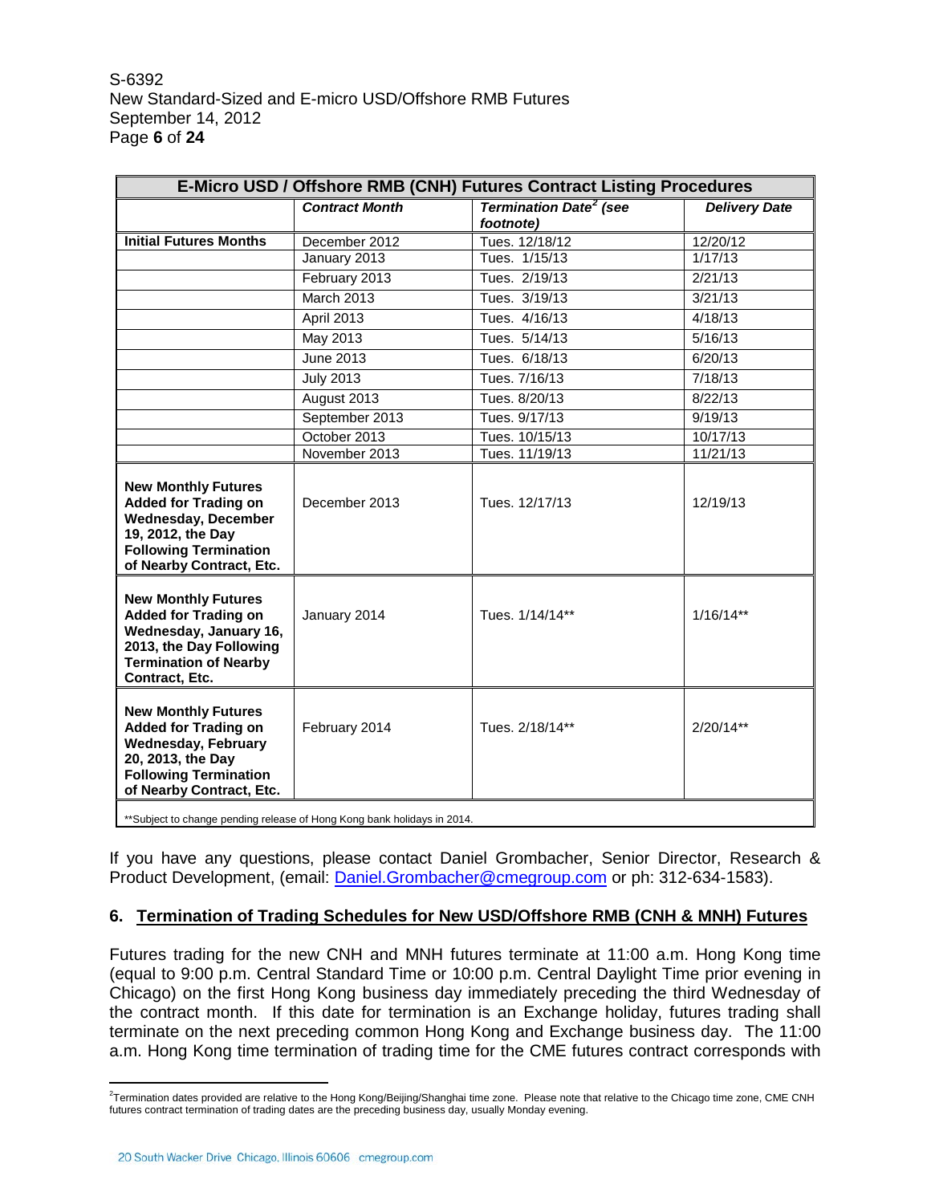| E-Micro USD / Offshore RMB (CNH) Futures Contract Listing Procedures | | | |
|---|---|---|---|
| | ***Contract Month*** | ***Termination Date[2] (see footnote)*** | ***Delivery Date*** |
| **Initial Futures Months** | December 2012 | Tues. 12/18/12 | 12/20/12 |
| | January 2013 | Tues. 1/15/13 | 1/17/13 |
| | February 2013 | Tues. 2/19/13 | 2/21/13 |
| | March 2013 | Tues. 3/19/13 | 3/21/13 |
| | April 2013 | Tues. 4/16/13 | 4/18/13 |
| | May 2013 | Tues. 5/14/13 | 5/16/13 |
| | June 2013 | Tues. 6/18/13 | 6/20/13 |
| | July 2013 | Tues. 7/16/13 | 7/18/13 |
| | August 2013 | Tues. 8/20/13 | 8/22/13 |
| | September 2013 | Tues. 9/17/13 | 9/19/13 |
| | October 2013 | Tues. 10/15/13 | 10/17/13 |
| | November 2013 | Tues. 11/19/13 | 11/21/13 |
| **New Monthly Futures Added for Trading on Wednesday, December 19, 2012, the Day Following Termination of Nearby Contract, Etc.** | December 2013 | Tues. 12/17/13 | 12/19/13 |
| **New Monthly Futures Added for Trading on Wednesday, January 16, 2013, the Day Following Termination of Nearby Contract, Etc.** | January 2014 | Tues. 1/14/14** | 1/16/14** |
| **New Monthly Futures Added for Trading on Wednesday, February 20, 2013, the Day Following Termination of Nearby Contract, Etc.** | February 2014 | Tues. 2/18/14** | 2/20/14** |

**Subject to change pending release of Hong Kong bank holidays in 2014.

If you have any questions, please contact Daniel Grombacher, Senior Director, Research & Product Development, (email: Daniel.Grombacher@cmegroup.com or ph: 312-634-1583).

## 6. Termination of Trading Schedules for New USD/Offshore RMB (CNH & MNH) Futures

Futures trading for the new CNH and MNH futures terminate at 11:00 a.m. Hong Kong time (equal to 9:00 p.m. Central Standard Time or 10:00 p.m. Central Daylight Time prior evening in Chicago) on the first Hong Kong business day immediately preceding the third Wednesday of the contract month. If this date for termination is an Exchange holiday, futures trading shall terminate on the next preceding common Hong Kong and Exchange business day. The 11:00 a.m. Hong Kong time termination of trading time for the CME futures contract corresponds with

[2]Termination dates provided are relative to the Hong Kong/Beijing/Shanghai time zone. Please note that relative to the Chicago time zone, CME CNH futures contract termination of trading dates are the preceding business day, usually Monday evening.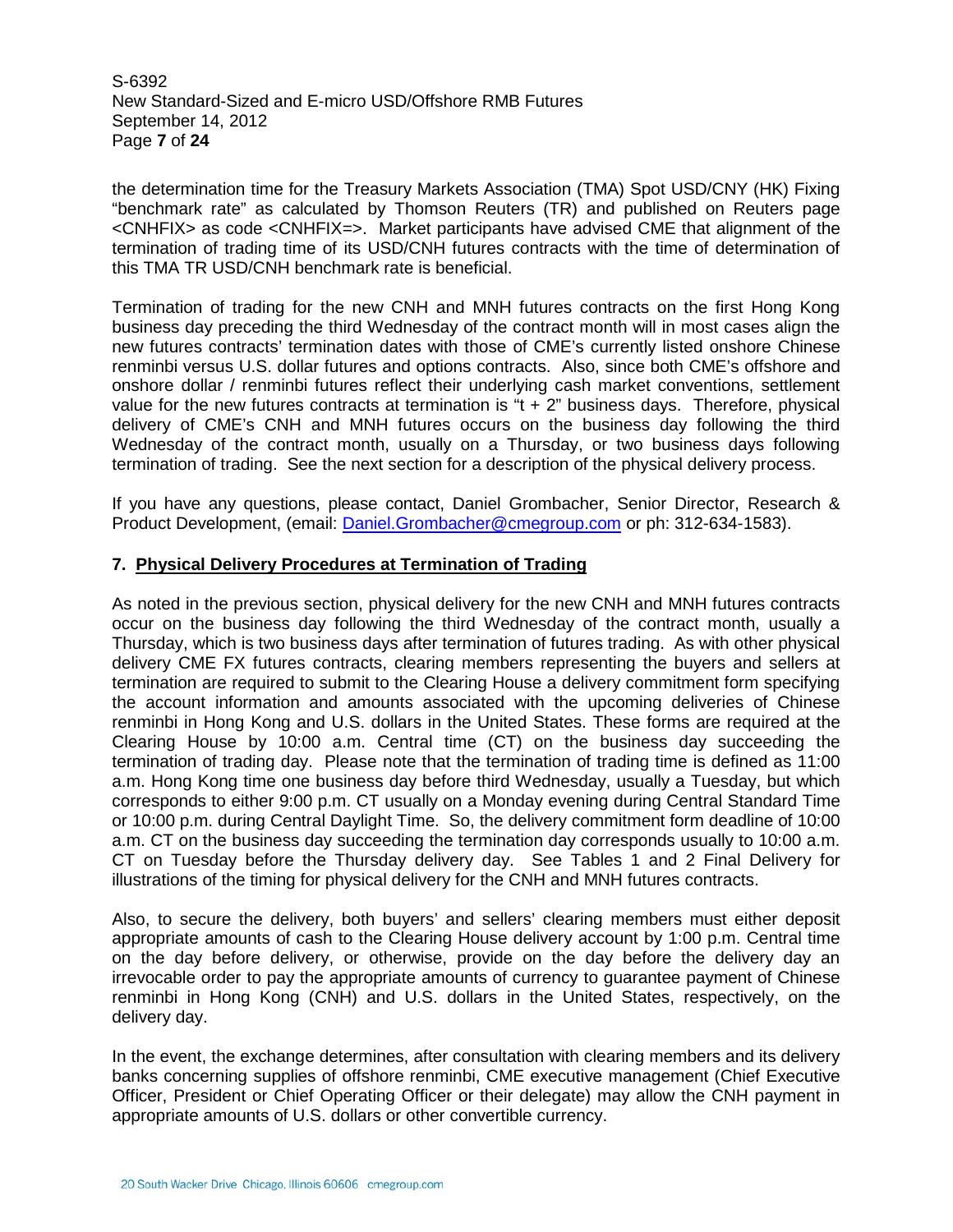the determination time for the Treasury Markets Association (TMA) Spot USD/CNY (HK) Fixing "benchmark rate" as calculated by Thomson Reuters (TR) and published on Reuters page <CNHFIX> as code <CNHFIX=>. Market participants have advised CME that alignment of the termination of trading time of its USD/CNH futures contracts with the time of determination of this TMA TR USD/CNH benchmark rate is beneficial.

Termination of trading for the new CNH and MNH futures contracts on the first Hong Kong business day preceding the third Wednesday of the contract month will in most cases align the new futures contracts' termination dates with those of CME's currently listed onshore Chinese renminbi versus U.S. dollar futures and options contracts. Also, since both CME's offshore and onshore dollar / renminbi futures reflect their underlying cash market conventions, settlement value for the new futures contracts at termination is "t + 2" business days. Therefore, physical delivery of CME's CNH and MNH futures occurs on the business day following the third Wednesday of the contract month, usually on a Thursday, or two business days following termination of trading. See the next section for a description of the physical delivery process.

If you have any questions, please contact, Daniel Grombacher, Senior Director, Research & Product Development, (email: Daniel.Grombacher@cmegroup.com or ph: 312-634-1583).

## 7. Physical Delivery Procedures at Termination of Trading

As noted in the previous section, physical delivery for the new CNH and MNH futures contracts occur on the business day following the third Wednesday of the contract month, usually a Thursday, which is two business days after termination of futures trading. As with other physical delivery CME FX futures contracts, clearing members representing the buyers and sellers at termination are required to submit to the Clearing House a delivery commitment form specifying the account information and amounts associated with the upcoming deliveries of Chinese renminbi in Hong Kong and U.S. dollars in the United States. These forms are required at the Clearing House by 10:00 a.m. Central time (CT) on the business day succeeding the termination of trading day. Please note that the termination of trading time is defined as 11:00 a.m. Hong Kong time one business day before third Wednesday, usually a Tuesday, but which corresponds to either 9:00 p.m. CT usually on a Monday evening during Central Standard Time or 10:00 p.m. during Central Daylight Time. So, the delivery commitment form deadline of 10:00 a.m. CT on the business day succeeding the termination day corresponds usually to 10:00 a.m. CT on Tuesday before the Thursday delivery day. See Tables 1 and 2 Final Delivery for illustrations of the timing for physical delivery for the CNH and MNH futures contracts.

Also, to secure the delivery, both buyers' and sellers' clearing members must either deposit appropriate amounts of cash to the Clearing House delivery account by 1:00 p.m. Central time on the day before delivery, or otherwise, provide on the day before the delivery day an irrevocable order to pay the appropriate amounts of currency to guarantee payment of Chinese renminbi in Hong Kong (CNH) and U.S. dollars in the United States, respectively, on the delivery day.

In the event, the exchange determines, after consultation with clearing members and its delivery banks concerning supplies of offshore renminbi, CME executive management (Chief Executive Officer, President or Chief Operating Officer or their delegate) may allow the CNH payment in appropriate amounts of U.S. dollars or other convertible currency.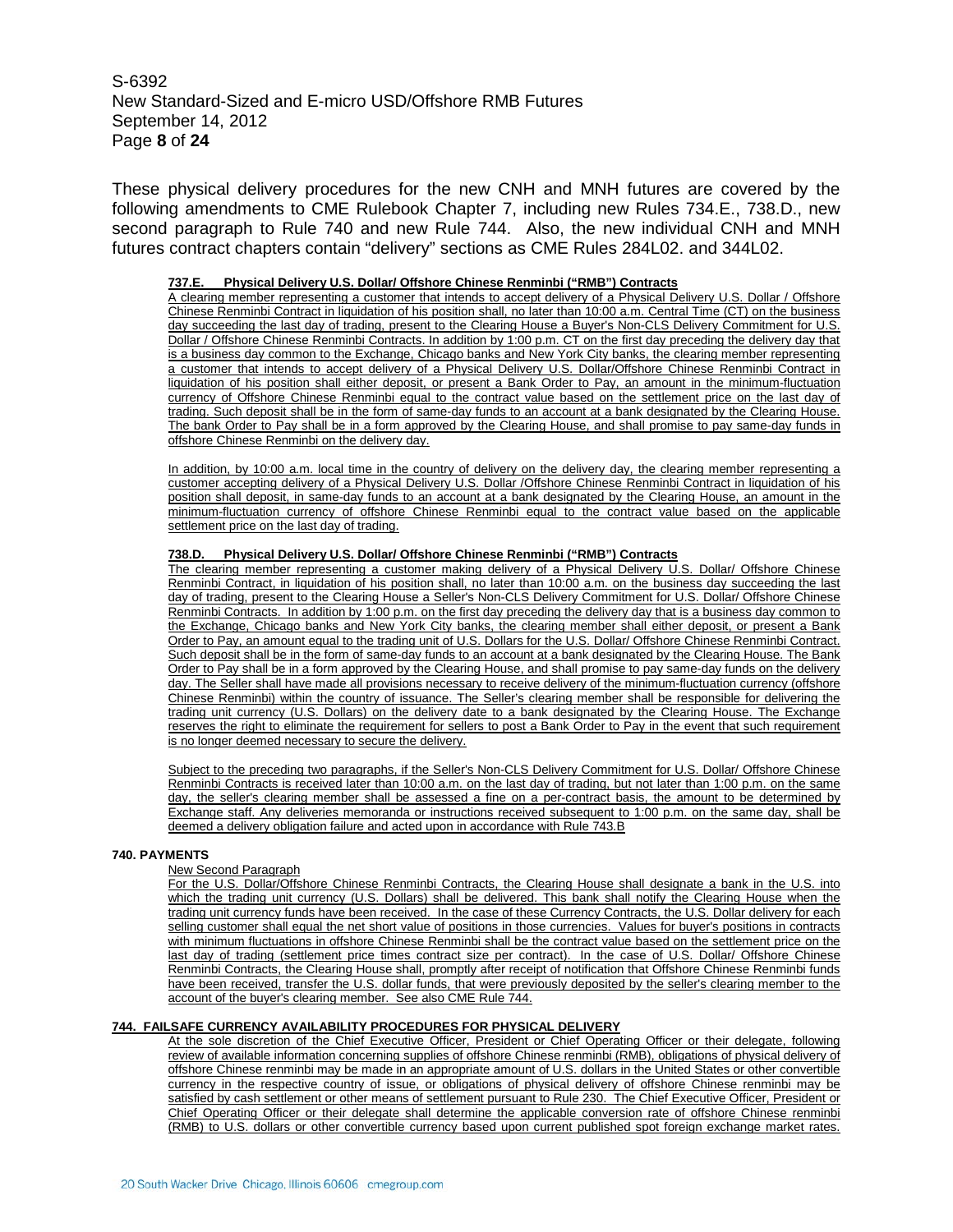These physical delivery procedures for the new CNH and MNH futures are covered by the following amendments to CME Rulebook Chapter 7, including new Rules 734.E., 738.D., new second paragraph to Rule 740 and new Rule 744. Also, the new individual CNH and MNH futures contract chapters contain "delivery" sections as CME Rules 284L02. and 344L02.

**737.E. Physical Delivery U.S. Dollar/ Offshore Chinese Renminbi ("RMB") Contracts**

A clearing member representing a customer that intends to accept delivery of a Physical Delivery U.S. Dollar / Offshore Chinese Renminbi Contract in liquidation of his position shall, no later than 10:00 a.m. Central Time (CT) on the business day succeeding the last day of trading, present to the Clearing House a Buyer's Non-CLS Delivery Commitment for U.S. Dollar / Offshore Chinese Renminbi Contracts. In addition by 1:00 p.m. CT on the first day preceding the delivery day that is a business day common to the Exchange, Chicago banks and New York City banks, the clearing member representing a customer that intends to accept delivery of a Physical Delivery U.S. Dollar/Offshore Chinese Renminbi Contract in liquidation of his position shall either deposit, or present a Bank Order to Pay, an amount in the minimum-fluctuation currency of Offshore Chinese Renminbi equal to the contract value based on the settlement price on the last day of trading. Such deposit shall be in the form of same-day funds to an account at a bank designated by the Clearing House. The bank Order to Pay shall be in a form approved by the Clearing House, and shall promise to pay same-day funds in offshore Chinese Renminbi on the delivery day.

In addition, by 10:00 a.m. local time in the country of delivery on the delivery day, the clearing member representing a customer accepting delivery of a Physical Delivery U.S. Dollar /Offshore Chinese Renminbi Contract in liquidation of his position shall deposit, in same-day funds to an account at a bank designated by the Clearing House, an amount in the minimum-fluctuation currency of offshore Chinese Renminbi equal to the contract value based on the applicable settlement price on the last day of trading.

**738.D. Physical Delivery U.S. Dollar/ Offshore Chinese Renminbi ("RMB") Contracts**

The clearing member representing a customer making delivery of a Physical Delivery U.S. Dollar/ Offshore Chinese Renminbi Contract, in liquidation of his position shall, no later than 10:00 a.m. on the business day succeeding the last day of trading, present to the Clearing House a Seller's Non-CLS Delivery Commitment for U.S. Dollar/ Offshore Chinese Renminbi Contracts. In addition by 1:00 p.m. on the first day preceding the delivery day that is a business day common to the Exchange, Chicago banks and New York City banks, the clearing member shall either deposit, or present a Bank Order to Pay, an amount equal to the trading unit of U.S. Dollars for the U.S. Dollar/ Offshore Chinese Renminbi Contract. Such deposit shall be in the form of same-day funds to an account at a bank designated by the Clearing House. The Bank Order to Pay shall be in a form approved by the Clearing House, and shall promise to pay same-day funds on the delivery day. The Seller shall have made all provisions necessary to receive delivery of the minimum-fluctuation currency (offshore Chinese Renminbi) within the country of issuance. The Seller's clearing member shall be responsible for delivering the trading unit currency (U.S. Dollars) on the delivery date to a bank designated by the Clearing House. The Exchange reserves the right to eliminate the requirement for sellers to post a Bank Order to Pay in the event that such requirement is no longer deemed necessary to secure the delivery.

Subject to the preceding two paragraphs, if the Seller's Non-CLS Delivery Commitment for U.S. Dollar/ Offshore Chinese Renminbi Contracts is received later than 10:00 a.m. on the last day of trading, but not later than 1:00 p.m. on the same day, the seller's clearing member shall be assessed a fine on a per-contract basis, the amount to be determined by Exchange staff. Any deliveries memoranda or instructions received subsequent to 1:00 p.m. on the same day, shall be deemed a delivery obligation failure and acted upon in accordance with Rule 743.B

**740. PAYMENTS**

New Second Paragraph

For the U.S. Dollar/Offshore Chinese Renminbi Contracts, the Clearing House shall designate a bank in the U.S. into which the trading unit currency (U.S. Dollars) shall be delivered. This bank shall notify the Clearing House when the trading unit currency funds have been received. In the case of these Currency Contracts, the U.S. Dollar delivery for each selling customer shall equal the net short value of positions in those currencies. Values for buyer's positions in contracts with minimum fluctuations in offshore Chinese Renminbi shall be the contract value based on the settlement price on the last day of trading (settlement price times contract size per contract). In the case of U.S. Dollar/ Offshore Chinese Renminbi Contracts, the Clearing House shall, promptly after receipt of notification that Offshore Chinese Renminbi funds have been received, transfer the U.S. dollar funds, that were previously deposited by the seller's clearing member to the account of the buyer's clearing member. See also CME Rule 744.

**744. FAILSAFE CURRENCY AVAILABILITY PROCEDURES FOR PHYSICAL DELIVERY**

At the sole discretion of the Chief Executive Officer, President or Chief Operating Officer or their delegate, following review of available information concerning supplies of offshore Chinese renminbi (RMB), obligations of physical delivery of offshore Chinese renminbi may be made in an appropriate amount of U.S. dollars in the United States or other convertible currency in the respective country of issue, or obligations of physical delivery of offshore Chinese renminbi may be satisfied by cash settlement or other means of settlement pursuant to Rule 230. The Chief Executive Officer, President or Chief Operating Officer or their delegate shall determine the applicable conversion rate of offshore Chinese renminbi (RMB) to U.S. dollars or other convertible currency based upon current published spot foreign exchange market rates.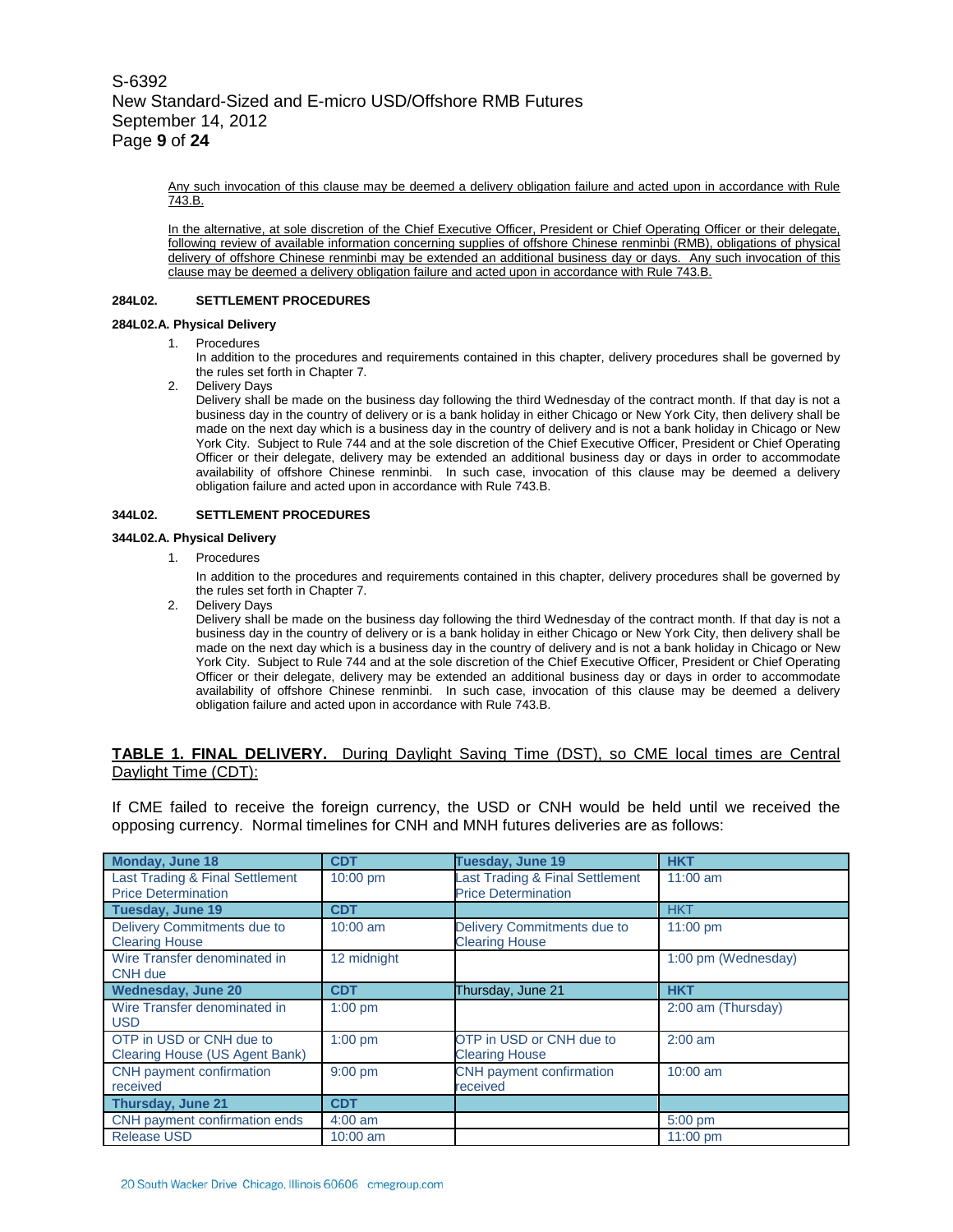Any such invocation of this clause may be deemed a delivery obligation failure and acted upon in accordance with Rule 743.B.

In the alternative, at sole discretion of the Chief Executive Officer, President or Chief Operating Officer or their delegate, following review of available information concerning supplies of offshore Chinese renminbi (RMB), obligations of physical delivery of offshore Chinese renminbi may be extended an additional business day or days. Any such invocation of this clause may be deemed a delivery obligation failure and acted upon in accordance with Rule 743.B.

**284L02. SETTLEMENT PROCEDURES**

**284L02.A. Physical Delivery**

1. Procedures

   In addition to the procedures and requirements contained in this chapter, delivery procedures shall be governed by the rules set forth in Chapter 7.

2. Delivery Days

   Delivery shall be made on the business day following the third Wednesday of the contract month. If that day is not a business day in the country of delivery or is a bank holiday in either Chicago or New York City, then delivery shall be made on the next day which is a business day in the country of delivery and is not a bank holiday in Chicago or New York City. Subject to Rule 744 and at the sole discretion of the Chief Executive Officer, President or Chief Operating Officer or their delegate, delivery may be extended an additional business day or days in order to accommodate availability of offshore Chinese renminbi. In such case, invocation of this clause may be deemed a delivery obligation failure and acted upon in accordance with Rule 743.B.

**344L02. SETTLEMENT PROCEDURES**

**344L02.A. Physical Delivery**

1. Procedures

   In addition to the procedures and requirements contained in this chapter, delivery procedures shall be governed by the rules set forth in Chapter 7.

2. Delivery Days

   Delivery shall be made on the business day following the third Wednesday of the contract month. If that day is not a business day in the country of delivery or is a bank holiday in either Chicago or New York City, then delivery shall be made on the next day which is a business day in the country of delivery and is not a bank holiday in Chicago or New York City. Subject to Rule 744 and at the sole discretion of the Chief Executive Officer, President or Chief Operating Officer or their delegate, delivery may be extended an additional business day or days in order to accommodate availability of offshore Chinese renminbi. In such case, invocation of this clause may be deemed a delivery obligation failure and acted upon in accordance with Rule 743.B.

**TABLE 1. FINAL DELIVERY.** During Daylight Saving Time (DST), so CME local times are Central Daylight Time (CDT):

If CME failed to receive the foreign currency, the USD or CNH would be held until we received the opposing currency. Normal timelines for CNH and MNH futures deliveries are as follows:

| Monday, June 18 | CDT | Tuesday, June 19 | HKT |
|---|---|---|---|
| Last Trading & Final Settlement Price Determination | 10:00 pm | Last Trading & Final Settlement Price Determination | 11:00 am |
| **Tuesday, June 19** | **CDT** | | HKT |
| Delivery Commitments due to Clearing House | 10:00 am | Delivery Commitments due to Clearing House | 11:00 pm |
| Wire Transfer denominated in CNH due | 12 midnight | | 1:00 pm (Wednesday) |
| **Wednesday, June 20** | **CDT** | Thursday, June 21 | **HKT** |
| Wire Transfer denominated in USD | 1:00 pm | | 2:00 am (Thursday) |
| OTP in USD or CNH due to Clearing House (US Agent Bank) | 1:00 pm | OTP in USD or CNH due to Clearing House | 2:00 am |
| CNH payment confirmation received | 9:00 pm | CNH payment confirmation received | 10:00 am |
| **Thursday, June 21** | **CDT** | | |
| CNH payment confirmation ends | 4:00 am | | 5:00 pm |
| Release USD | 10:00 am | | 11:00 pm |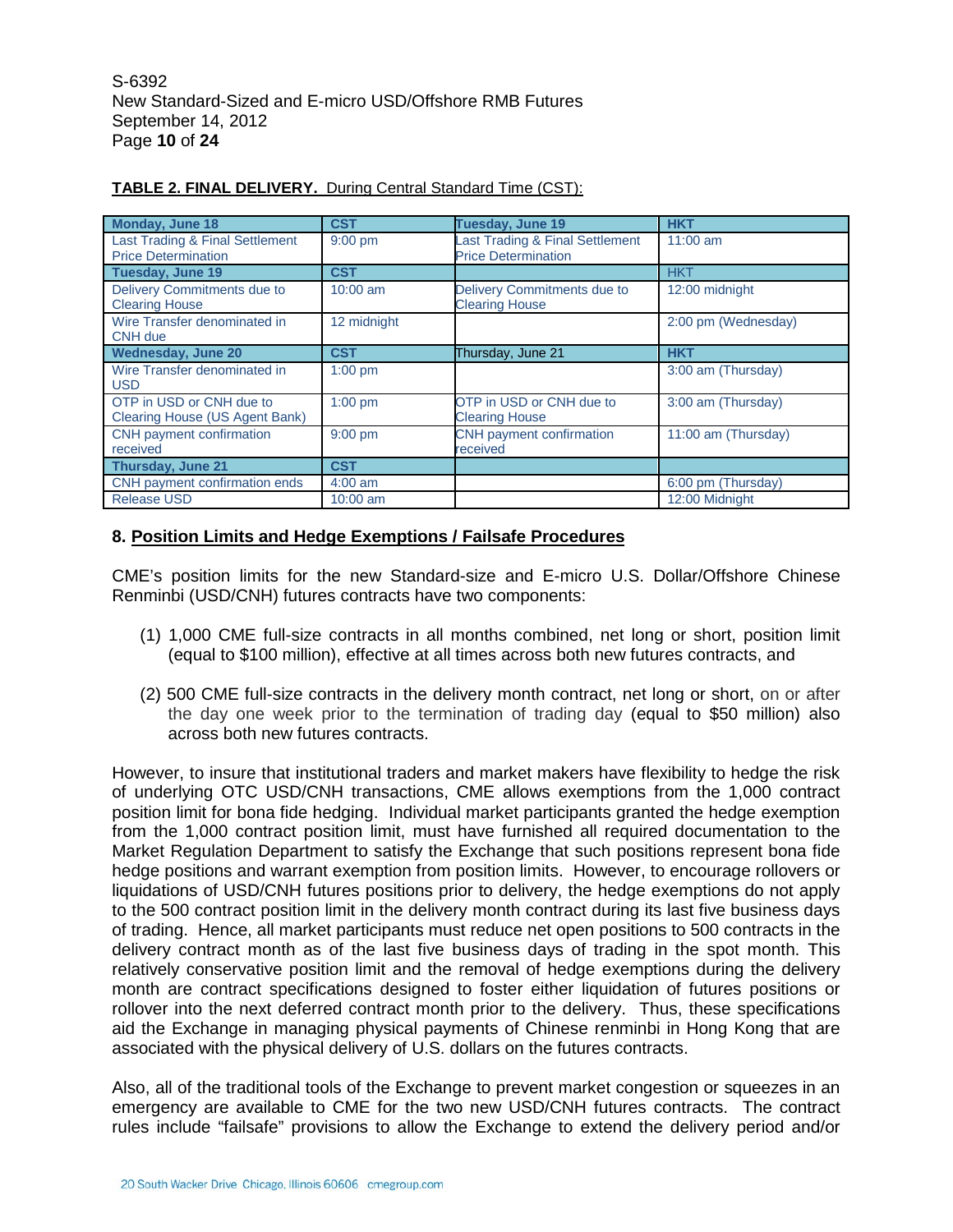**TABLE 2. FINAL DELIVERY.** During Central Standard Time (CST):

| Monday, June 18 | CST | Tuesday, June 19 | HKT |
|---|---|---|---|
| Last Trading & Final Settlement Price Determination | 9:00 pm | Last Trading & Final Settlement Price Determination | 11:00 am |
| **Tuesday, June 19** | **CST** | | **HKT** |
| Delivery Commitments due to Clearing House | 10:00 am | Delivery Commitments due to Clearing House | 12:00 midnight |
| Wire Transfer denominated in CNH due | 12 midnight | | 2:00 pm (Wednesday) |
| **Wednesday, June 20** | **CST** | Thursday, June 21 | **HKT** |
| Wire Transfer denominated in USD | 1:00 pm | | 3:00 am (Thursday) |
| OTP in USD or CNH due to Clearing House (US Agent Bank) | 1:00 pm | OTP in USD or CNH due to Clearing House | 3:00 am (Thursday) |
| CNH payment confirmation received | 9:00 pm | CNH payment confirmation received | 11:00 am (Thursday) |
| **Thursday, June 21** | **CST** | | |
| CNH payment confirmation ends | 4:00 am | | 6:00 pm (Thursday) |
| Release USD | 10:00 am | | 12:00 Midnight |

## 8. Position Limits and Hedge Exemptions / Failsafe Procedures

CME's position limits for the new Standard-size and E-micro U.S. Dollar/Offshore Chinese Renminbi (USD/CNH) futures contracts have two components:

(1) 1,000 CME full-size contracts in all months combined, net long or short, position limit (equal to $100 million), effective at all times across both new futures contracts, and

(2) 500 CME full-size contracts in the delivery month contract, net long or short, on or after the day one week prior to the termination of trading day (equal to $50 million) also across both new futures contracts.

However, to insure that institutional traders and market makers have flexibility to hedge the risk of underlying OTC USD/CNH transactions, CME allows exemptions from the 1,000 contract position limit for bona fide hedging. Individual market participants granted the hedge exemption from the 1,000 contract position limit, must have furnished all required documentation to the Market Regulation Department to satisfy the Exchange that such positions represent bona fide hedge positions and warrant exemption from position limits. However, to encourage rollovers or liquidations of USD/CNH futures positions prior to delivery, the hedge exemptions do not apply to the 500 contract position limit in the delivery month contract during its last five business days of trading. Hence, all market participants must reduce net open positions to 500 contracts in the delivery contract month as of the last five business days of trading in the spot month. This relatively conservative position limit and the removal of hedge exemptions during the delivery month are contract specifications designed to foster either liquidation of futures positions or rollover into the next deferred contract month prior to the delivery. Thus, these specifications aid the Exchange in managing physical payments of Chinese renminbi in Hong Kong that are associated with the physical delivery of U.S. dollars on the futures contracts.

Also, all of the traditional tools of the Exchange to prevent market congestion or squeezes in an emergency are available to CME for the two new USD/CNH futures contracts. The contract rules include "failsafe" provisions to allow the Exchange to extend the delivery period and/or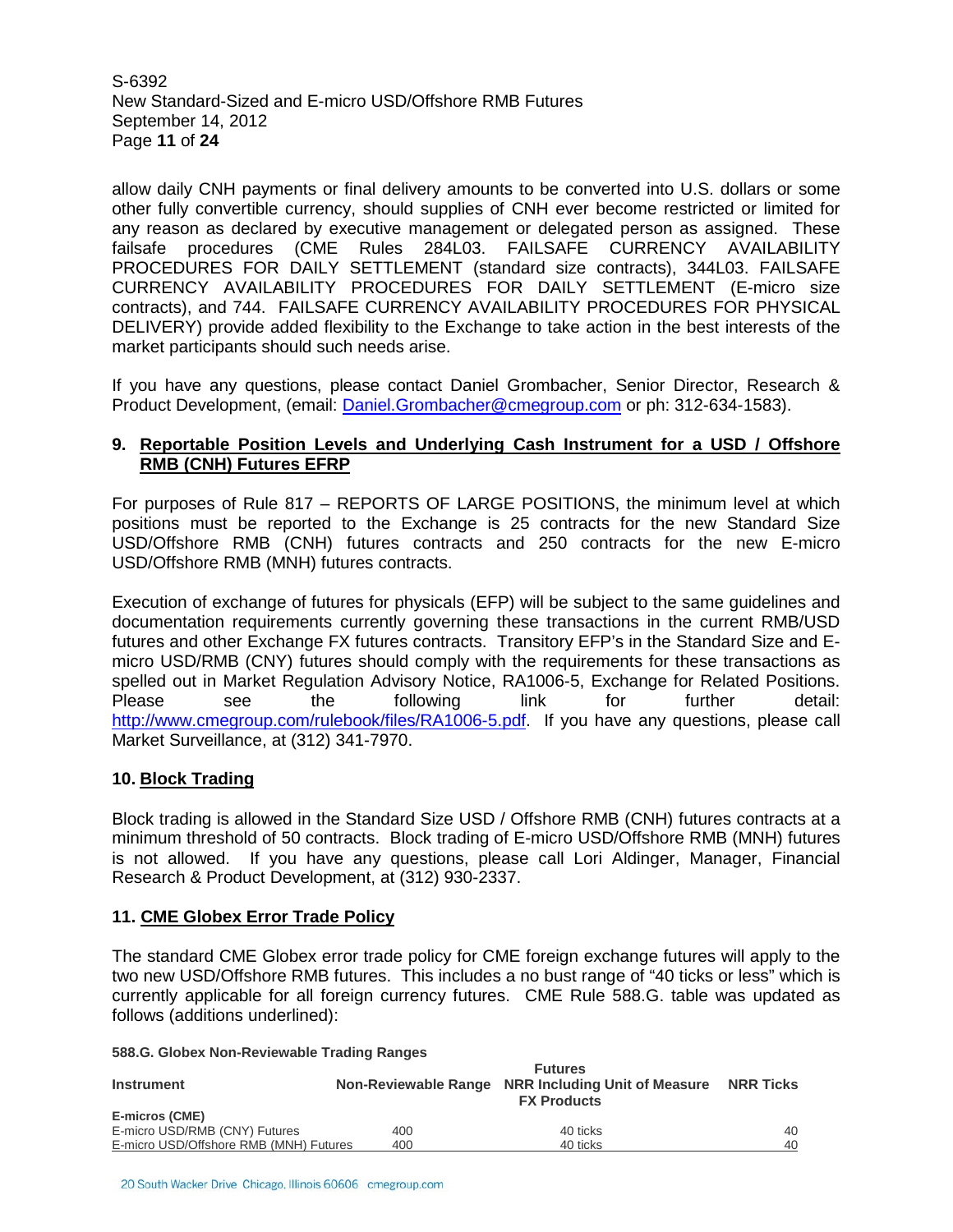allow daily CNH payments or final delivery amounts to be converted into U.S. dollars or some other fully convertible currency, should supplies of CNH ever become restricted or limited for any reason as declared by executive management or delegated person as assigned. These failsafe procedures (CME Rules 284L03. FAILSAFE CURRENCY AVAILABILITY PROCEDURES FOR DAILY SETTLEMENT (standard size contracts), 344L03. FAILSAFE CURRENCY AVAILABILITY PROCEDURES FOR DAILY SETTLEMENT (E-micro size contracts), and 744. FAILSAFE CURRENCY AVAILABILITY PROCEDURES FOR PHYSICAL DELIVERY) provide added flexibility to the Exchange to take action in the best interests of the market participants should such needs arise.

If you have any questions, please contact Daniel Grombacher, Senior Director, Research & Product Development, (email: Daniel.Grombacher@cmegroup.com or ph: 312-634-1583).

## 9. Reportable Position Levels and Underlying Cash Instrument for a USD / Offshore RMB (CNH) Futures EFRP

For purposes of Rule 817 – REPORTS OF LARGE POSITIONS, the minimum level at which positions must be reported to the Exchange is 25 contracts for the new Standard Size USD/Offshore RMB (CNH) futures contracts and 250 contracts for the new E-micro USD/Offshore RMB (MNH) futures contracts.

Execution of exchange of futures for physicals (EFP) will be subject to the same guidelines and documentation requirements currently governing these transactions in the current RMB/USD futures and other Exchange FX futures contracts. Transitory EFP's in the Standard Size and E-micro USD/RMB (CNY) futures should comply with the requirements for these transactions as spelled out in Market Regulation Advisory Notice, RA1006-5, Exchange for Related Positions. Please see the following link for further detail: http://www.cmegroup.com/rulebook/files/RA1006-5.pdf. If you have any questions, please call Market Surveillance, at (312) 341-7970.

## 10. Block Trading

Block trading is allowed in the Standard Size USD / Offshore RMB (CNH) futures contracts at a minimum threshold of 50 contracts. Block trading of E-micro USD/Offshore RMB (MNH) futures is not allowed. If you have any questions, please call Lori Aldinger, Manager, Financial Research & Product Development, at (312) 930-2337.

## 11. CME Globex Error Trade Policy

The standard CME Globex error trade policy for CME foreign exchange futures will apply to the two new USD/Offshore RMB futures. This includes a no bust range of "40 ticks or less" which is currently applicable for all foreign currency futures. CME Rule 588.G. table was updated as follows (additions underlined):

**588.G. Globex Non-Reviewable Trading Ranges**

| Instrument | Non-Reviewable Range | Futures NRR Including Unit of Measure FX Products | NRR Ticks |
|---|---|---|---|
| **E-micros (CME)** | | | |
| E-micro USD/RMB (CNY) Futures | 400 | 40 ticks | 40 |
| <u>E-micro USD/Offshore RMB (MNH) Futures</u> | <u>400</u> | <u>40 ticks</u> | <u>40</u> |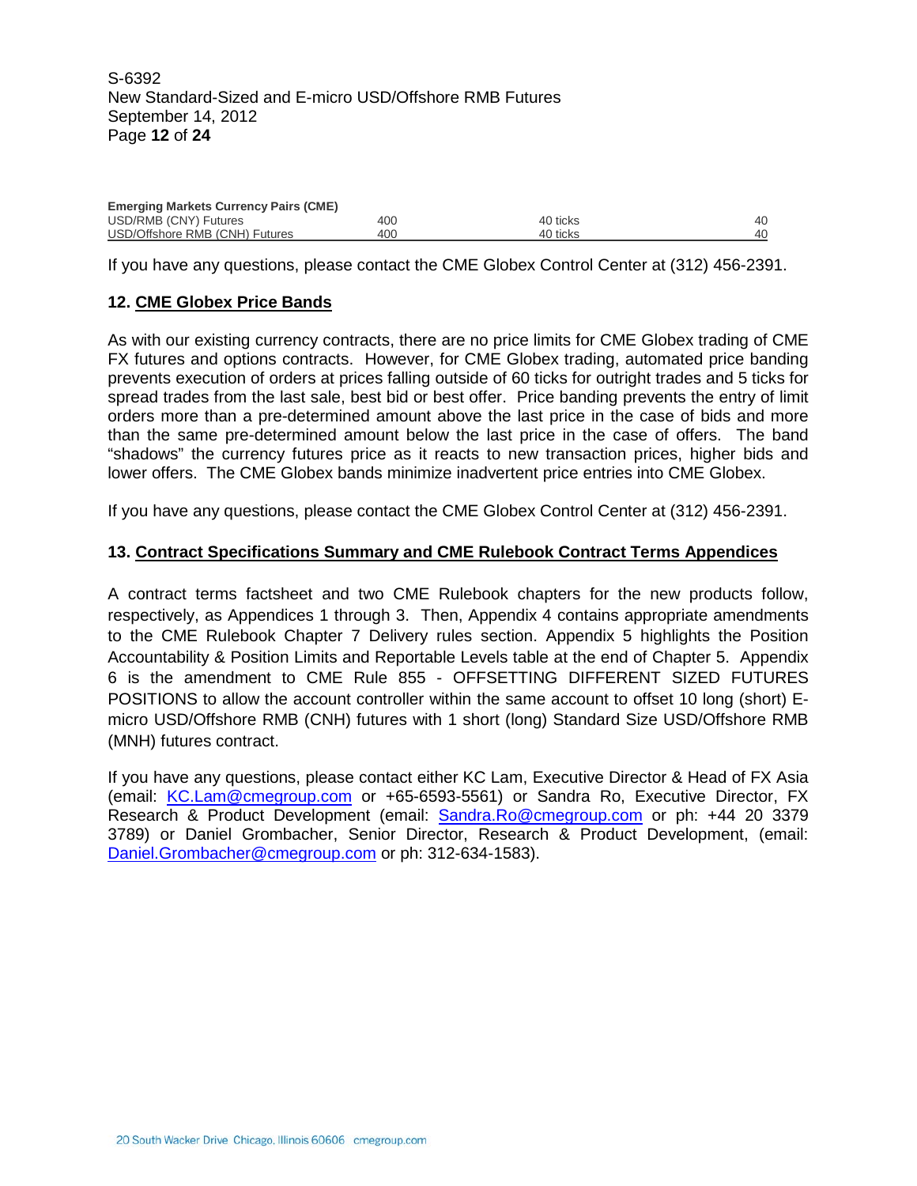| Emerging Markets Currency Pairs (CME) | | | |
|---|---|---|---|
| USD/RMB (CNY) Futures | 400 | 40 ticks | 40 |
| USD/Offshore RMB (CNH) Futures | 400 | 40 ticks | 40 |

If you have any questions, please contact the CME Globex Control Center at (312) 456-2391.

### 12. CME Globex Price Bands

As with our existing currency contracts, there are no price limits for CME Globex trading of CME FX futures and options contracts. However, for CME Globex trading, automated price banding prevents execution of orders at prices falling outside of 60 ticks for outright trades and 5 ticks for spread trades from the last sale, best bid or best offer. Price banding prevents the entry of limit orders more than a pre-determined amount above the last price in the case of bids and more than the same pre-determined amount below the last price in the case of offers. The band "shadows" the currency futures price as it reacts to new transaction prices, higher bids and lower offers. The CME Globex bands minimize inadvertent price entries into CME Globex.

If you have any questions, please contact the CME Globex Control Center at (312) 456-2391.

### 13. Contract Specifications Summary and CME Rulebook Contract Terms Appendices

A contract terms factsheet and two CME Rulebook chapters for the new products follow, respectively, as Appendices 1 through 3. Then, Appendix 4 contains appropriate amendments to the CME Rulebook Chapter 7 Delivery rules section. Appendix 5 highlights the Position Accountability & Position Limits and Reportable Levels table at the end of Chapter 5. Appendix 6 is the amendment to CME Rule 855 - OFFSETTING DIFFERENT SIZED FUTURES POSITIONS to allow the account controller within the same account to offset 10 long (short) E-micro USD/Offshore RMB (CNH) futures with 1 short (long) Standard Size USD/Offshore RMB (MNH) futures contract.

If you have any questions, please contact either KC Lam, Executive Director & Head of FX Asia (email: KC.Lam@cmegroup.com or +65-6593-5561) or Sandra Ro, Executive Director, FX Research & Product Development (email: Sandra.Ro@cmegroup.com or ph: +44 20 3379 3789) or Daniel Grombacher, Senior Director, Research & Product Development, (email: Daniel.Grombacher@cmegroup.com or ph: 312-634-1583).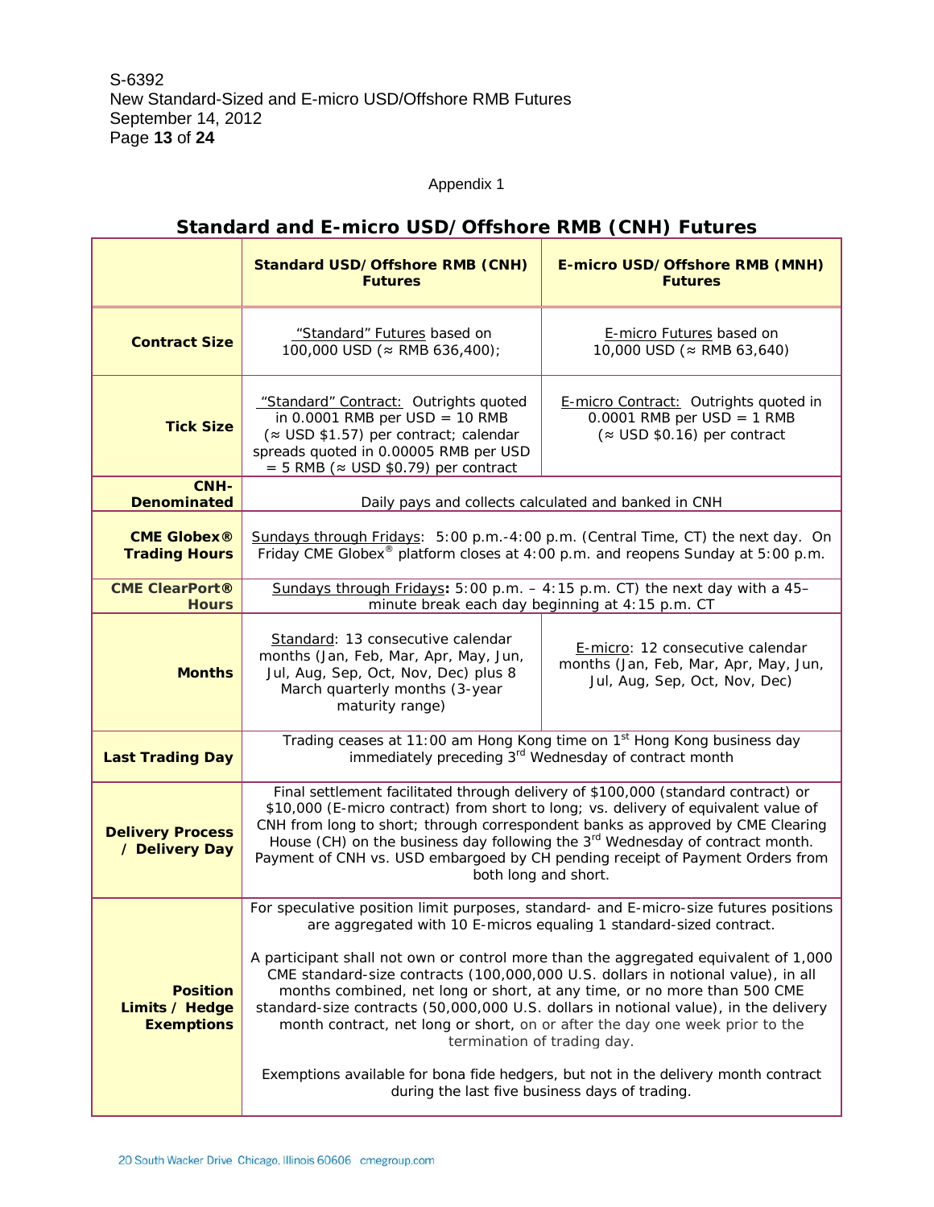Appendix 1

## Standard and E-micro USD/Offshore RMB (CNH) Futures

| | Standard USD/Offshore RMB (CNH) Futures | E-micro USD/Offshore RMB (MNH) Futures |
|---|---|---|
| **Contract Size** | "Standard" Futures based on 100,000 USD (≈ RMB 636,400); | E-micro Futures based on 10,000 USD (≈ RMB 63,640) |
| **Tick Size** | "Standard" Contract: Outrights quoted in 0.0001 RMB per USD = 10 RMB (≈ USD $1.57) per contract; calendar spreads quoted in 0.00005 RMB per USD = 5 RMB (≈ USD $0.79) per contract | E-micro Contract: Outrights quoted in 0.0001 RMB per USD = 1 RMB (≈ USD $0.16) per contract |
| **CNH-Denominated** | Daily pays and collects calculated and banked in CNH | |
| **CME Globex® Trading Hours** | Sundays through Fridays: 5:00 p.m.-4:00 p.m. (Central Time, CT) the next day. On Friday CME Globex® platform closes at 4:00 p.m. and reopens Sunday at 5:00 p.m. | |
| **CME ClearPort® Hours** | Sundays through Fridays: 5:00 p.m. – 4:15 p.m. CT) the next day with a 45–minute break each day beginning at 4:15 p.m. CT | |
| **Months** | Standard: 13 consecutive calendar months (Jan, Feb, Mar, Apr, May, Jun, Jul, Aug, Sep, Oct, Nov, Dec) plus 8 March quarterly months (3-year maturity range) | E-micro: 12 consecutive calendar months (Jan, Feb, Mar, Apr, May, Jun, Jul, Aug, Sep, Oct, Nov, Dec) |
| **Last Trading Day** | Trading ceases at 11:00 am Hong Kong time on 1st Hong Kong business day immediately preceding 3rd Wednesday of contract month | |
| **Delivery Process / Delivery Day** | Final settlement facilitated through delivery of $100,000 (standard contract) or $10,000 (E-micro contract) from short to long; vs. delivery of equivalent value of CNH from long to short; through correspondent banks as approved by CME Clearing House (CH) on the business day following the 3rd Wednesday of contract month. Payment of CNH vs. USD embargoed by CH pending receipt of Payment Orders from both long and short. | |
| **Position Limits / Hedge Exemptions** | For speculative position limit purposes, standard- and E-micro-size futures positions are aggregated with 10 E-micros equaling 1 standard-sized contract. <br><br> A participant shall not own or control more than the aggregated equivalent of 1,000 CME standard-size contracts (100,000,000 U.S. dollars in notional value), in all months combined, net long or short, at any time, or no more than 500 CME standard-size contracts (50,000,000 U.S. dollars in notional value), in the delivery month contract, net long or short, on or after the day one week prior to the termination of trading day. <br><br> Exemptions available for bona fide hedgers, but not in the delivery month contract during the last five business days of trading. | |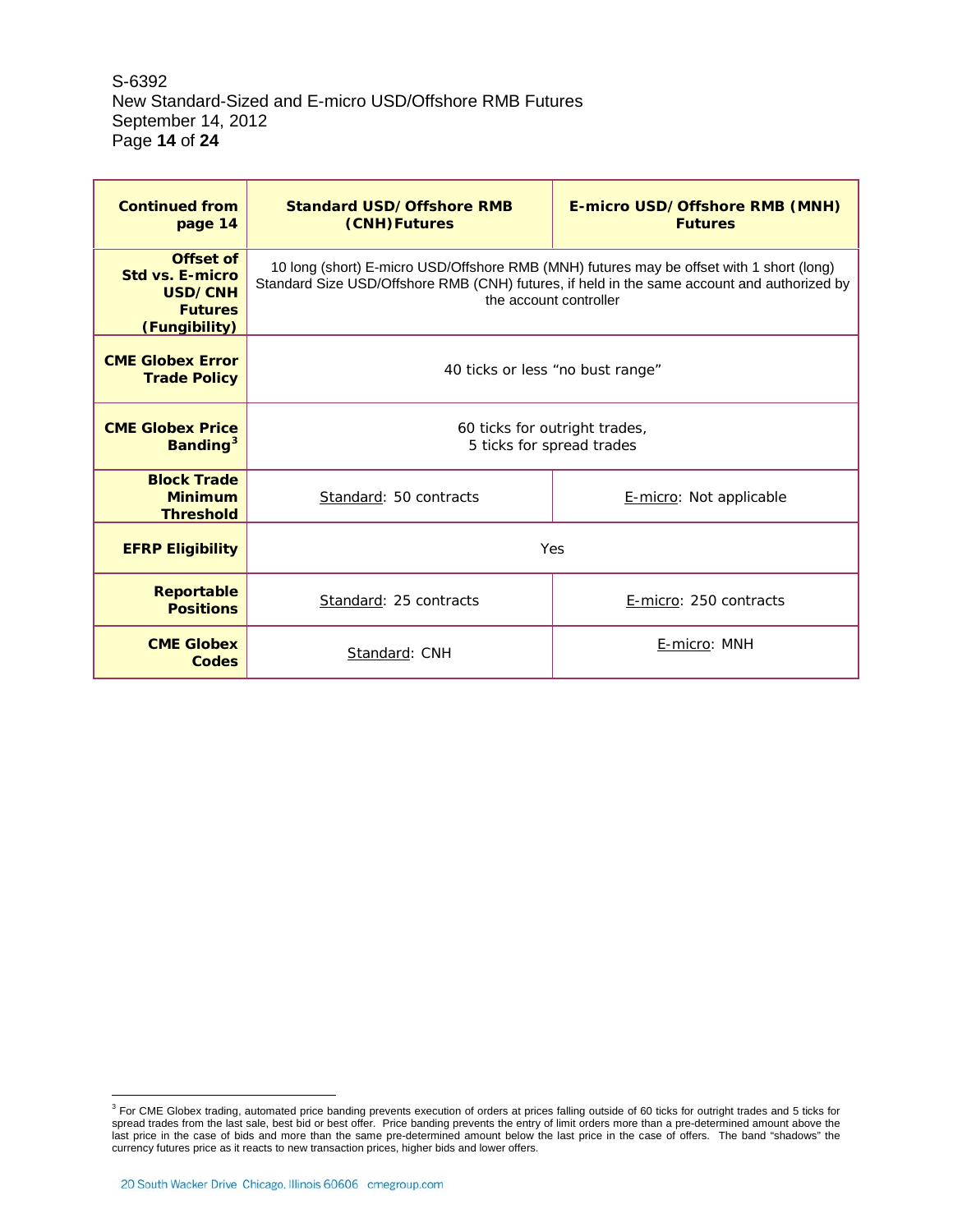| Continued from page 14 | Standard USD/Offshore RMB (CNH) Futures | E-micro USD/Offshore RMB (MNH) Futures |
|---|---|---|
| **Offset of Std vs. E-micro USD/CNH Futures (Fungibility)** | 10 long (short) E-micro USD/Offshore RMB (MNH) futures may be offset with 1 short (long) Standard Size USD/Offshore RMB (CNH) futures, if held in the same account and authorized by the account controller | |
| **CME Globex Error Trade Policy** | 40 ticks or less "no bust range" | |
| **CME Globex Price Banding**[3] | 60 ticks for outright trades, 5 ticks for spread trades | |
| **Block Trade Minimum Threshold** | Standard: 50 contracts | E-micro: Not applicable |
| **EFRP Eligibility** | Yes | |
| **Reportable Positions** | Standard: 25 contracts | E-micro: 250 contracts |
| **CME Globex Codes** | Standard: CNH | E-micro: MNH |

[3] For CME Globex trading, automated price banding prevents execution of orders at prices falling outside of 60 ticks for outright trades and 5 ticks for spread trades from the last sale, best bid or best offer. Price banding prevents the entry of limit orders more than a pre-determined amount above the last price in the case of bids and more than the same pre-determined amount below the last price in the case of offers. The band "shadows" the currency futures price as it reacts to new transaction prices, higher bids and lower offers.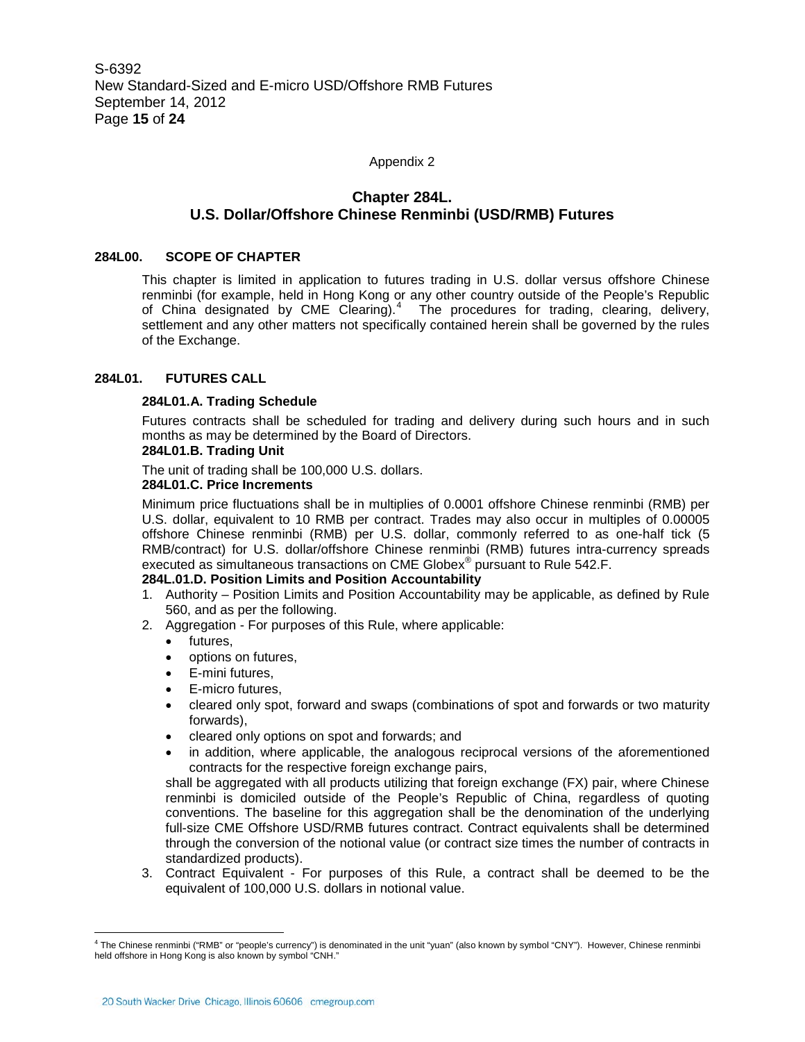Appendix 2

# Chapter 284L.
# U.S. Dollar/Offshore Chinese Renminbi (USD/RMB) Futures

## 284L00. SCOPE OF CHAPTER

This chapter is limited in application to futures trading in U.S. dollar versus offshore Chinese renminbi (for example, held in Hong Kong or any other country outside of the People's Republic of China designated by CME Clearing).[4] The procedures for trading, clearing, delivery, settlement and any other matters not specifically contained herein shall be governed by the rules of the Exchange.

## 284L01. FUTURES CALL

### 284L01.A. Trading Schedule

Futures contracts shall be scheduled for trading and delivery during such hours and in such months as may be determined by the Board of Directors.

### 284L01.B. Trading Unit

The unit of trading shall be 100,000 U.S. dollars.

### 284L01.C. Price Increments

Minimum price fluctuations shall be in multiples of 0.0001 offshore Chinese renminbi (RMB) per U.S. dollar, equivalent to 10 RMB per contract. Trades may also occur in multiples of 0.00005 offshore Chinese renminbi (RMB) per U.S. dollar, commonly referred to as one-half tick (5 RMB/contract) for U.S. dollar/offshore Chinese renminbi (RMB) futures intra-currency spreads executed as simultaneous transactions on CME Globex® pursuant to Rule 542.F.

### 284L.01.D. Position Limits and Position Accountability

1. Authority – Position Limits and Position Accountability may be applicable, as defined by Rule 560, and as per the following.
2. Aggregation - For purposes of this Rule, where applicable:
   - futures,
   - options on futures,
   - E-mini futures,
   - E-micro futures,
   - cleared only spot, forward and swaps (combinations of spot and forwards or two maturity forwards),
   - cleared only options on spot and forwards; and
   - in addition, where applicable, the analogous reciprocal versions of the aforementioned contracts for the respective foreign exchange pairs,

   shall be aggregated with all products utilizing that foreign exchange (FX) pair, where Chinese renminbi is domiciled outside of the People's Republic of China, regardless of quoting conventions. The baseline for this aggregation shall be the denomination of the underlying full-size CME Offshore USD/RMB futures contract. Contract equivalents shall be determined through the conversion of the notional value (or contract size times the number of contracts in standardized products).
3. Contract Equivalent - For purposes of this Rule, a contract shall be deemed to be the equivalent of 100,000 U.S. dollars in notional value.

---

[4] The Chinese renminbi ("RMB" or "people's currency") is denominated in the unit "yuan" (also known by symbol "CNY"). However, Chinese renminbi held offshore in Hong Kong is also known by symbol "CNH."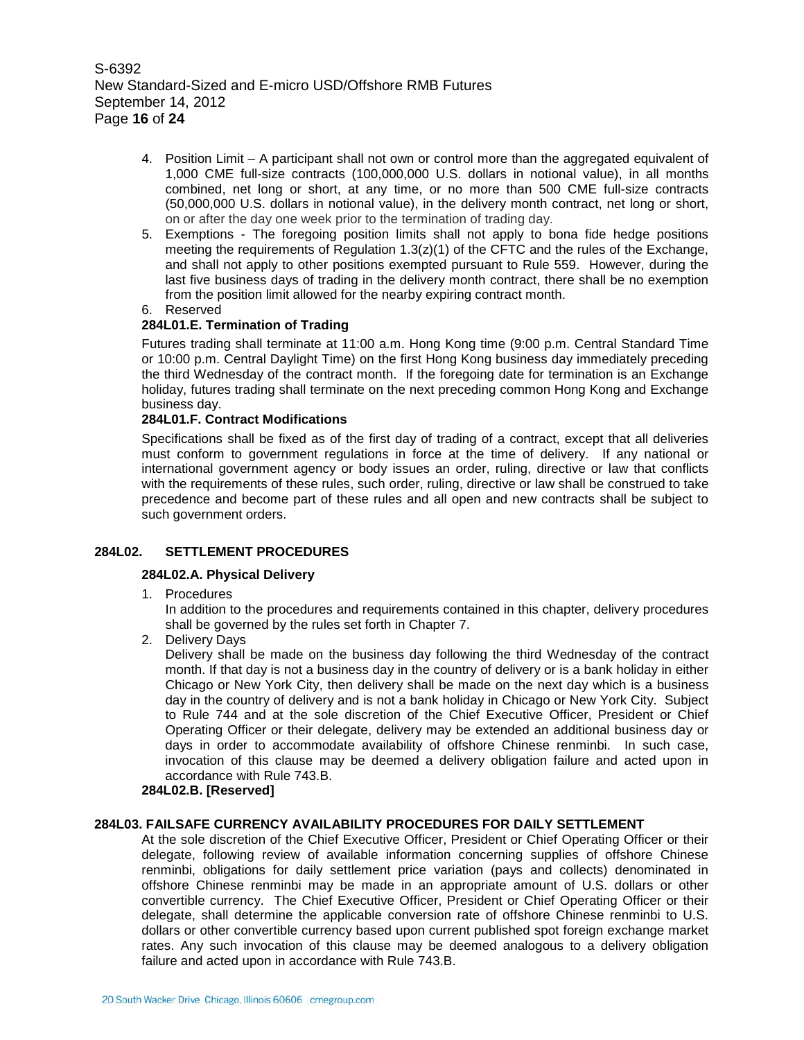4. Position Limit – A participant shall not own or control more than the aggregated equivalent of 1,000 CME full-size contracts (100,000,000 U.S. dollars in notional value), in all months combined, net long or short, at any time, or no more than 500 CME full-size contracts (50,000,000 U.S. dollars in notional value), in the delivery month contract, net long or short, on or after the day one week prior to the termination of trading day.
5. Exemptions - The foregoing position limits shall not apply to bona fide hedge positions meeting the requirements of Regulation 1.3(z)(1) of the CFTC and the rules of the Exchange, and shall not apply to other positions exempted pursuant to Rule 559. However, during the last five business days of trading in the delivery month contract, there shall be no exemption from the position limit allowed for the nearby expiring contract month.
6. Reserved

**284L01.E. Termination of Trading**

Futures trading shall terminate at 11:00 a.m. Hong Kong time (9:00 p.m. Central Standard Time or 10:00 p.m. Central Daylight Time) on the first Hong Kong business day immediately preceding the third Wednesday of the contract month. If the foregoing date for termination is an Exchange holiday, futures trading shall terminate on the next preceding common Hong Kong and Exchange business day.

**284L01.F. Contract Modifications**

Specifications shall be fixed as of the first day of trading of a contract, except that all deliveries must conform to government regulations in force at the time of delivery. If any national or international government agency or body issues an order, ruling, directive or law that conflicts with the requirements of these rules, such order, ruling, directive or law shall be construed to take precedence and become part of these rules and all open and new contracts shall be subject to such government orders.

## 284L02. SETTLEMENT PROCEDURES

**284L02.A. Physical Delivery**

1. Procedures
   In addition to the procedures and requirements contained in this chapter, delivery procedures shall be governed by the rules set forth in Chapter 7.
2. Delivery Days
   Delivery shall be made on the business day following the third Wednesday of the contract month. If that day is not a business day in the country of delivery or is a bank holiday in either Chicago or New York City, then delivery shall be made on the next day which is a business day in the country of delivery and is not a bank holiday in Chicago or New York City. Subject to Rule 744 and at the sole discretion of the Chief Executive Officer, President or Chief Operating Officer or their delegate, delivery may be extended an additional business day or days in order to accommodate availability of offshore Chinese renminbi. In such case, invocation of this clause may be deemed a delivery obligation failure and acted upon in accordance with Rule 743.B.

**284L02.B. [Reserved]**

## 284L03. FAILSAFE CURRENCY AVAILABILITY PROCEDURES FOR DAILY SETTLEMENT

At the sole discretion of the Chief Executive Officer, President or Chief Operating Officer or their delegate, following review of available information concerning supplies of offshore Chinese renminbi, obligations for daily settlement price variation (pays and collects) denominated in offshore Chinese renminbi may be made in an appropriate amount of U.S. dollars or other convertible currency. The Chief Executive Officer, President or Chief Operating Officer or their delegate, shall determine the applicable conversion rate of offshore Chinese renminbi to U.S. dollars or other convertible currency based upon current published spot foreign exchange market rates. Any such invocation of this clause may be deemed analogous to a delivery obligation failure and acted upon in accordance with Rule 743.B.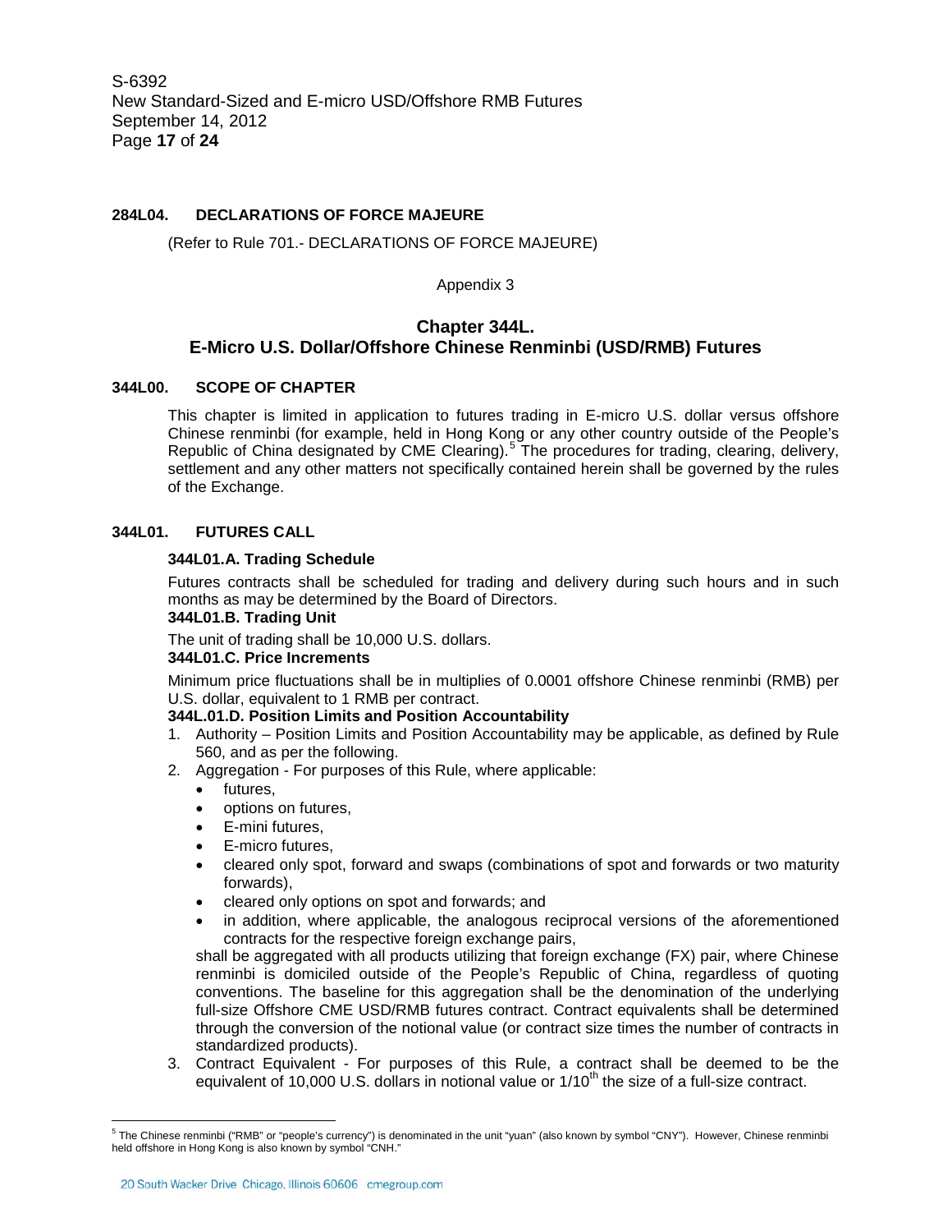### 284L04. DECLARATIONS OF FORCE MAJEURE

(Refer to Rule 701.- DECLARATIONS OF FORCE MAJEURE)

Appendix 3

## Chapter 344L.
## E-Micro U.S. Dollar/Offshore Chinese Renminbi (USD/RMB) Futures

### 344L00. SCOPE OF CHAPTER

This chapter is limited in application to futures trading in E-micro U.S. dollar versus offshore Chinese renminbi (for example, held in Hong Kong or any other country outside of the People's Republic of China designated by CME Clearing).[5] The procedures for trading, clearing, delivery, settlement and any other matters not specifically contained herein shall be governed by the rules of the Exchange.

### 344L01. FUTURES CALL

**344L01.A. Trading Schedule**

Futures contracts shall be scheduled for trading and delivery during such hours and in such months as may be determined by the Board of Directors.

**344L01.B. Trading Unit**

The unit of trading shall be 10,000 U.S. dollars.

**344L01.C. Price Increments**

Minimum price fluctuations shall be in multiples of 0.0001 offshore Chinese renminbi (RMB) per U.S. dollar, equivalent to 1 RMB per contract.

**344L.01.D. Position Limits and Position Accountability**

1. Authority – Position Limits and Position Accountability may be applicable, as defined by Rule 560, and as per the following.
2. Aggregation - For purposes of this Rule, where applicable:
   - futures,
   - options on futures,
   - E-mini futures,
   - E-micro futures,
   - cleared only spot, forward and swaps (combinations of spot and forwards or two maturity forwards),
   - cleared only options on spot and forwards; and
   - in addition, where applicable, the analogous reciprocal versions of the aforementioned contracts for the respective foreign exchange pairs,

   shall be aggregated with all products utilizing that foreign exchange (FX) pair, where Chinese renminbi is domiciled outside of the People's Republic of China, regardless of quoting conventions. The baseline for this aggregation shall be the denomination of the underlying full-size Offshore CME USD/RMB futures contract. Contract equivalents shall be determined through the conversion of the notional value (or contract size times the number of contracts in standardized products).
3. Contract Equivalent - For purposes of this Rule, a contract shall be deemed to be the equivalent of 10,000 U.S. dollars in notional value or 1/10th the size of a full-size contract.

---

[5] The Chinese renminbi ("RMB" or "people's currency") is denominated in the unit "yuan" (also known by symbol "CNY"). However, Chinese renminbi held offshore in Hong Kong is also known by symbol "CNH."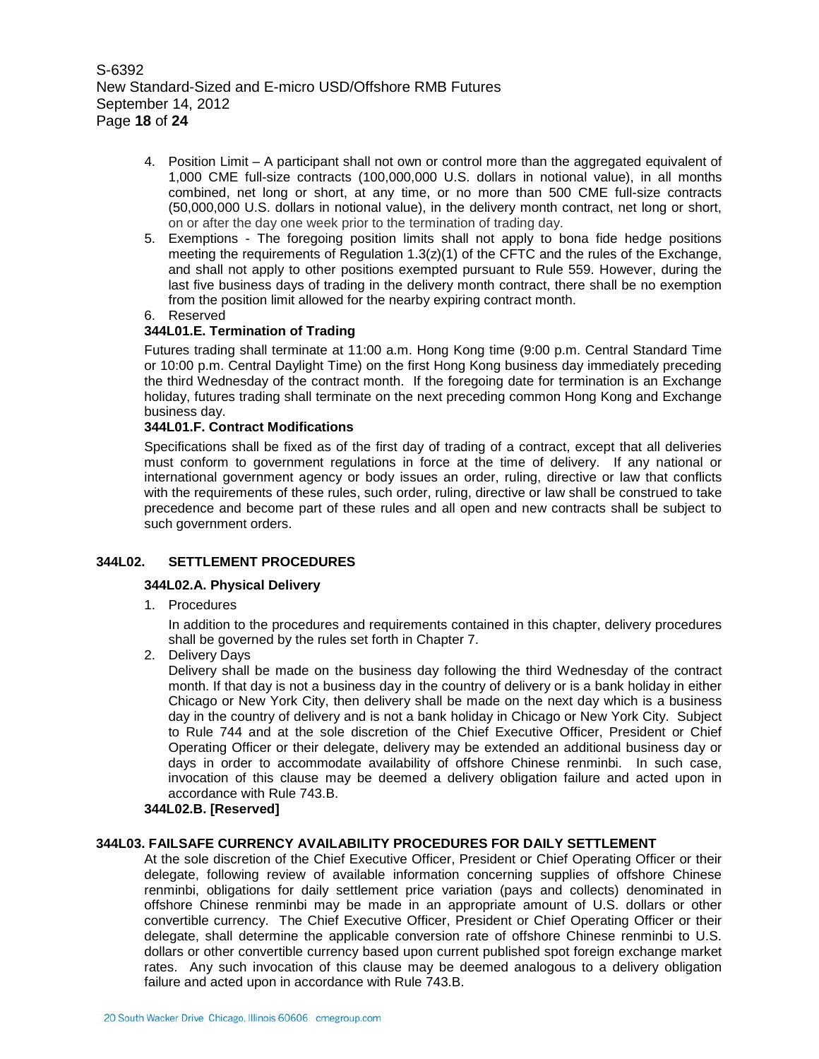4. Position Limit – A participant shall not own or control more than the aggregated equivalent of 1,000 CME full-size contracts (100,000,000 U.S. dollars in notional value), in all months combined, net long or short, at any time, or no more than 500 CME full-size contracts (50,000,000 U.S. dollars in notional value), in the delivery month contract, net long or short, on or after the day one week prior to the termination of trading day.
5. Exemptions - The foregoing position limits shall not apply to bona fide hedge positions meeting the requirements of Regulation 1.3(z)(1) of the CFTC and the rules of the Exchange, and shall not apply to other positions exempted pursuant to Rule 559. However, during the last five business days of trading in the delivery month contract, there shall be no exemption from the position limit allowed for the nearby expiring contract month.
6. Reserved

**344L01.E. Termination of Trading**

Futures trading shall terminate at 11:00 a.m. Hong Kong time (9:00 p.m. Central Standard Time or 10:00 p.m. Central Daylight Time) on the first Hong Kong business day immediately preceding the third Wednesday of the contract month. If the foregoing date for termination is an Exchange holiday, futures trading shall terminate on the next preceding common Hong Kong and Exchange business day.

**344L01.F. Contract Modifications**

Specifications shall be fixed as of the first day of trading of a contract, except that all deliveries must conform to government regulations in force at the time of delivery. If any national or international government agency or body issues an order, ruling, directive or law that conflicts with the requirements of these rules, such order, ruling, directive or law shall be construed to take precedence and become part of these rules and all open and new contracts shall be subject to such government orders.

## 344L02. SETTLEMENT PROCEDURES

**344L02.A. Physical Delivery**

1. Procedures

   In addition to the procedures and requirements contained in this chapter, delivery procedures shall be governed by the rules set forth in Chapter 7.

2. Delivery Days

   Delivery shall be made on the business day following the third Wednesday of the contract month. If that day is not a business day in the country of delivery or is a bank holiday in either Chicago or New York City, then delivery shall be made on the next day which is a business day in the country of delivery and is not a bank holiday in Chicago or New York City. Subject to Rule 744 and at the sole discretion of the Chief Executive Officer, President or Chief Operating Officer or their delegate, delivery may be extended an additional business day or days in order to accommodate availability of offshore Chinese renminbi. In such case, invocation of this clause may be deemed a delivery obligation failure and acted upon in accordance with Rule 743.B.

**344L02.B. [Reserved]**

## 344L03. FAILSAFE CURRENCY AVAILABILITY PROCEDURES FOR DAILY SETTLEMENT

At the sole discretion of the Chief Executive Officer, President or Chief Operating Officer or their delegate, following review of available information concerning supplies of offshore Chinese renminbi, obligations for daily settlement price variation (pays and collects) denominated in offshore Chinese renminbi may be made in an appropriate amount of U.S. dollars or other convertible currency. The Chief Executive Officer, President or Chief Operating Officer or their delegate, shall determine the applicable conversion rate of offshore Chinese renminbi to U.S. dollars or other convertible currency based upon current published spot foreign exchange market rates. Any such invocation of this clause may be deemed analogous to a delivery obligation failure and acted upon in accordance with Rule 743.B.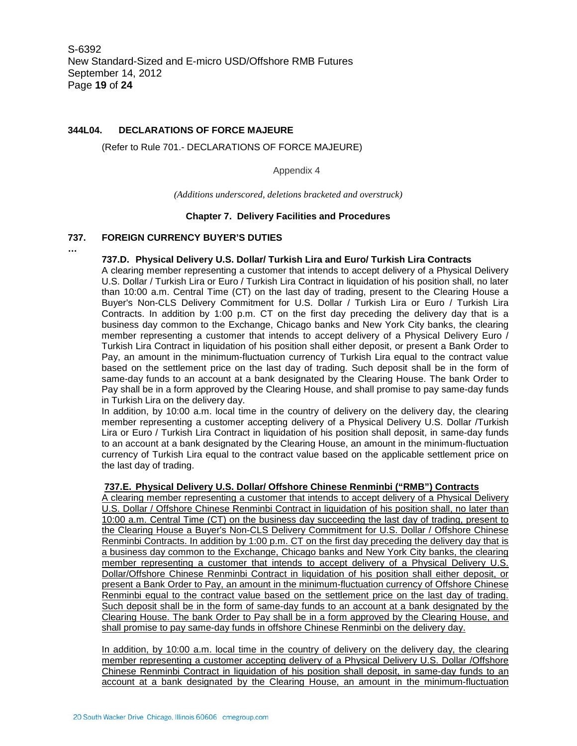**344L04. DECLARATIONS OF FORCE MAJEURE**

(Refer to Rule 701.- DECLARATIONS OF FORCE MAJEURE)

Appendix 4

*(Additions underscored, deletions bracketed and overstruck)*

**Chapter 7. Delivery Facilities and Procedures**

**737. FOREIGN CURRENCY BUYER'S DUTIES**

…

**737.D. Physical Delivery U.S. Dollar/ Turkish Lira and Euro/ Turkish Lira Contracts**

A clearing member representing a customer that intends to accept delivery of a Physical Delivery U.S. Dollar / Turkish Lira or Euro / Turkish Lira Contract in liquidation of his position shall, no later than 10:00 a.m. Central Time (CT) on the last day of trading, present to the Clearing House a Buyer's Non-CLS Delivery Commitment for U.S. Dollar / Turkish Lira or Euro / Turkish Lira Contracts. In addition by 1:00 p.m. CT on the first day preceding the delivery day that is a business day common to the Exchange, Chicago banks and New York City banks, the clearing member representing a customer that intends to accept delivery of a Physical Delivery Euro / Turkish Lira Contract in liquidation of his position shall either deposit, or present a Bank Order to Pay, an amount in the minimum-fluctuation currency of Turkish Lira equal to the contract value based on the settlement price on the last day of trading. Such deposit shall be in the form of same-day funds to an account at a bank designated by the Clearing House. The bank Order to Pay shall be in a form approved by the Clearing House, and shall promise to pay same-day funds in Turkish Lira on the delivery day.

In addition, by 10:00 a.m. local time in the country of delivery on the delivery day, the clearing member representing a customer accepting delivery of a Physical Delivery U.S. Dollar /Turkish Lira or Euro / Turkish Lira Contract in liquidation of his position shall deposit, in same-day funds to an account at a bank designated by the Clearing House, an amount in the minimum-fluctuation currency of Turkish Lira equal to the contract value based on the applicable settlement price on the last day of trading.

<u>**737.E. Physical Delivery U.S. Dollar/ Offshore Chinese Renminbi ("RMB") Contracts**</u>

<u>A clearing member representing a customer that intends to accept delivery of a Physical Delivery U.S. Dollar / Offshore Chinese Renminbi Contract in liquidation of his position shall, no later than 10:00 a.m. Central Time (CT) on the business day succeeding the last day of trading, present to the Clearing House a Buyer's Non-CLS Delivery Commitment for U.S. Dollar / Offshore Chinese Renminbi Contracts. In addition by 1:00 p.m. CT on the first day preceding the delivery day that is a business day common to the Exchange, Chicago banks and New York City banks, the clearing member representing a customer that intends to accept delivery of a Physical Delivery U.S. Dollar/Offshore Chinese Renminbi Contract in liquidation of his position shall either deposit, or present a Bank Order to Pay, an amount in the minimum-fluctuation currency of Offshore Chinese Renminbi equal to the contract value based on the settlement price on the last day of trading. Such deposit shall be in the form of same-day funds to an account at a bank designated by the Clearing House. The bank Order to Pay shall be in a form approved by the Clearing House, and shall promise to pay same-day funds in offshore Chinese Renminbi on the delivery day.</u>

<u>In addition, by 10:00 a.m. local time in the country of delivery on the delivery day, the clearing member representing a customer accepting delivery of a Physical Delivery U.S. Dollar /Offshore Chinese Renminbi Contract in liquidation of his position shall deposit, in same-day funds to an account at a bank designated by the Clearing House, an amount in the minimum-fluctuation</u>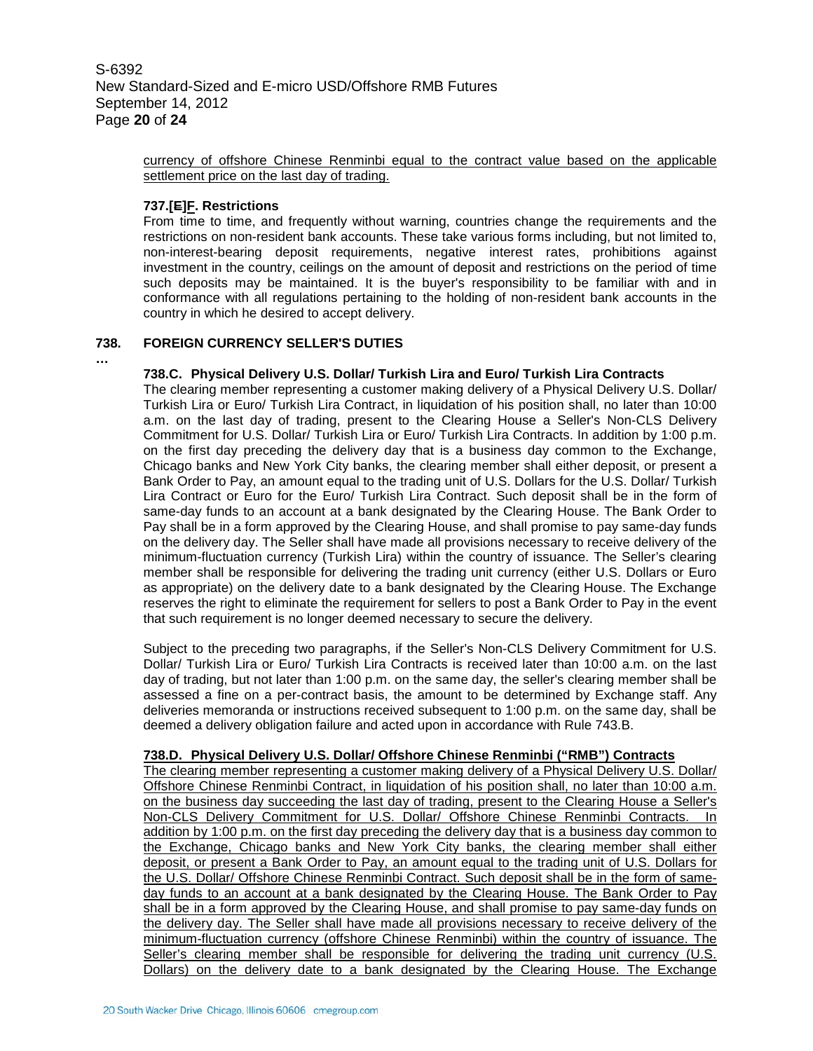currency of offshore Chinese Renminbi equal to the contract value based on the applicable settlement price on the last day of trading.

**737.[E]F. Restrictions**

From time to time, and frequently without warning, countries change the requirements and the restrictions on non-resident bank accounts. These take various forms including, but not limited to, non-interest-bearing deposit requirements, negative interest rates, prohibitions against investment in the country, ceilings on the amount of deposit and restrictions on the period of time such deposits may be maintained. It is the buyer's responsibility to be familiar with and in conformance with all regulations pertaining to the holding of non-resident bank accounts in the country in which he desired to accept delivery.

## 738. FOREIGN CURRENCY SELLER'S DUTIES

…

**738.C. Physical Delivery U.S. Dollar/ Turkish Lira and Euro/ Turkish Lira Contracts**

The clearing member representing a customer making delivery of a Physical Delivery U.S. Dollar/ Turkish Lira or Euro/ Turkish Lira Contract, in liquidation of his position shall, no later than 10:00 a.m. on the last day of trading, present to the Clearing House a Seller's Non-CLS Delivery Commitment for U.S. Dollar/ Turkish Lira or Euro/ Turkish Lira Contracts. In addition by 1:00 p.m. on the first day preceding the delivery day that is a business day common to the Exchange, Chicago banks and New York City banks, the clearing member shall either deposit, or present a Bank Order to Pay, an amount equal to the trading unit of U.S. Dollars for the U.S. Dollar/ Turkish Lira Contract or Euro for the Euro/ Turkish Lira Contract. Such deposit shall be in the form of same-day funds to an account at a bank designated by the Clearing House. The Bank Order to Pay shall be in a form approved by the Clearing House, and shall promise to pay same-day funds on the delivery day. The Seller shall have made all provisions necessary to receive delivery of the minimum-fluctuation currency (Turkish Lira) within the country of issuance. The Seller's clearing member shall be responsible for delivering the trading unit currency (either U.S. Dollars or Euro as appropriate) on the delivery date to a bank designated by the Clearing House. The Exchange reserves the right to eliminate the requirement for sellers to post a Bank Order to Pay in the event that such requirement is no longer deemed necessary to secure the delivery.

Subject to the preceding two paragraphs, if the Seller's Non-CLS Delivery Commitment for U.S. Dollar/ Turkish Lira or Euro/ Turkish Lira Contracts is received later than 10:00 a.m. on the last day of trading, but not later than 1:00 p.m. on the same day, the seller's clearing member shall be assessed a fine on a per-contract basis, the amount to be determined by Exchange staff. Any deliveries memoranda or instructions received subsequent to 1:00 p.m. on the same day, shall be deemed a delivery obligation failure and acted upon in accordance with Rule 743.B.

**738.D. Physical Delivery U.S. Dollar/ Offshore Chinese Renminbi ("RMB") Contracts**

The clearing member representing a customer making delivery of a Physical Delivery U.S. Dollar/ Offshore Chinese Renminbi Contract, in liquidation of his position shall, no later than 10:00 a.m. on the business day succeeding the last day of trading, present to the Clearing House a Seller's Non-CLS Delivery Commitment for U.S. Dollar/ Offshore Chinese Renminbi Contracts. In addition by 1:00 p.m. on the first day preceding the delivery day that is a business day common to the Exchange, Chicago banks and New York City banks, the clearing member shall either deposit, or present a Bank Order to Pay, an amount equal to the trading unit of U.S. Dollars for the U.S. Dollar/ Offshore Chinese Renminbi Contract. Such deposit shall be in the form of same-day funds to an account at a bank designated by the Clearing House. The Bank Order to Pay shall be in a form approved by the Clearing House, and shall promise to pay same-day funds on the delivery day. The Seller shall have made all provisions necessary to receive delivery of the minimum-fluctuation currency (offshore Chinese Renminbi) within the country of issuance. The Seller's clearing member shall be responsible for delivering the trading unit currency (U.S. Dollars) on the delivery date to a bank designated by the Clearing House. The Exchange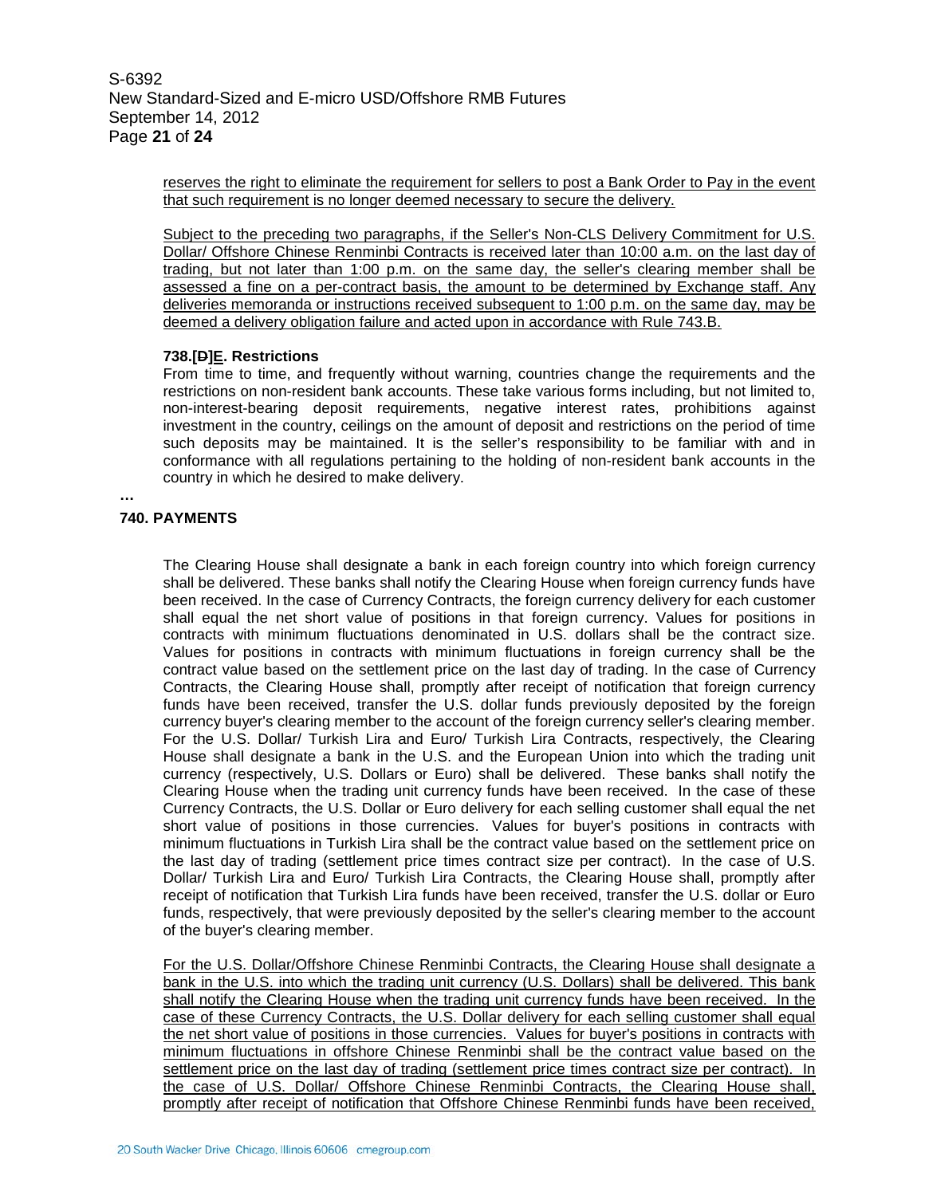reserves the right to eliminate the requirement for sellers to post a Bank Order to Pay in the event that such requirement is no longer deemed necessary to secure the delivery.

Subject to the preceding two paragraphs, if the Seller's Non-CLS Delivery Commitment for U.S. Dollar/ Offshore Chinese Renminbi Contracts is received later than 10:00 a.m. on the last day of trading, but not later than 1:00 p.m. on the same day, the seller's clearing member shall be assessed a fine on a per-contract basis, the amount to be determined by Exchange staff. Any deliveries memoranda or instructions received subsequent to 1:00 p.m. on the same day, may be deemed a delivery obligation failure and acted upon in accordance with Rule 743.B.

**738.[D]E. Restrictions**

From time to time, and frequently without warning, countries change the requirements and the restrictions on non-resident bank accounts. These take various forms including, but not limited to, non-interest-bearing deposit requirements, negative interest rates, prohibitions against investment in the country, ceilings on the amount of deposit and restrictions on the period of time such deposits may be maintained. It is the seller's responsibility to be familiar with and in conformance with all regulations pertaining to the holding of non-resident bank accounts in the country in which he desired to make delivery.

…

**740. PAYMENTS**

The Clearing House shall designate a bank in each foreign country into which foreign currency shall be delivered. These banks shall notify the Clearing House when foreign currency funds have been received. In the case of Currency Contracts, the foreign currency delivery for each customer shall equal the net short value of positions in that foreign currency. Values for positions in contracts with minimum fluctuations denominated in U.S. dollars shall be the contract size. Values for positions in contracts with minimum fluctuations in foreign currency shall be the contract value based on the settlement price on the last day of trading. In the case of Currency Contracts, the Clearing House shall, promptly after receipt of notification that foreign currency funds have been received, transfer the U.S. dollar funds previously deposited by the foreign currency buyer's clearing member to the account of the foreign currency seller's clearing member. For the U.S. Dollar/ Turkish Lira and Euro/ Turkish Lira Contracts, respectively, the Clearing House shall designate a bank in the U.S. and the European Union into which the trading unit currency (respectively, U.S. Dollars or Euro) shall be delivered. These banks shall notify the Clearing House when the trading unit currency funds have been received. In the case of these Currency Contracts, the U.S. Dollar or Euro delivery for each selling customer shall equal the net short value of positions in those currencies. Values for buyer's positions in contracts with minimum fluctuations in Turkish Lira shall be the contract value based on the settlement price on the last day of trading (settlement price times contract size per contract). In the case of U.S. Dollar/ Turkish Lira and Euro/ Turkish Lira Contracts, the Clearing House shall, promptly after receipt of notification that Turkish Lira funds have been received, transfer the U.S. dollar or Euro funds, respectively, that were previously deposited by the seller's clearing member to the account of the buyer's clearing member.

For the U.S. Dollar/Offshore Chinese Renminbi Contracts, the Clearing House shall designate a bank in the U.S. into which the trading unit currency (U.S. Dollars) shall be delivered. This bank shall notify the Clearing House when the trading unit currency funds have been received. In the case of these Currency Contracts, the U.S. Dollar delivery for each selling customer shall equal the net short value of positions in those currencies. Values for buyer's positions in contracts with minimum fluctuations in offshore Chinese Renminbi shall be the contract value based on the settlement price on the last day of trading (settlement price times contract size per contract). In the case of U.S. Dollar/ Offshore Chinese Renminbi Contracts, the Clearing House shall, promptly after receipt of notification that Offshore Chinese Renminbi funds have been received,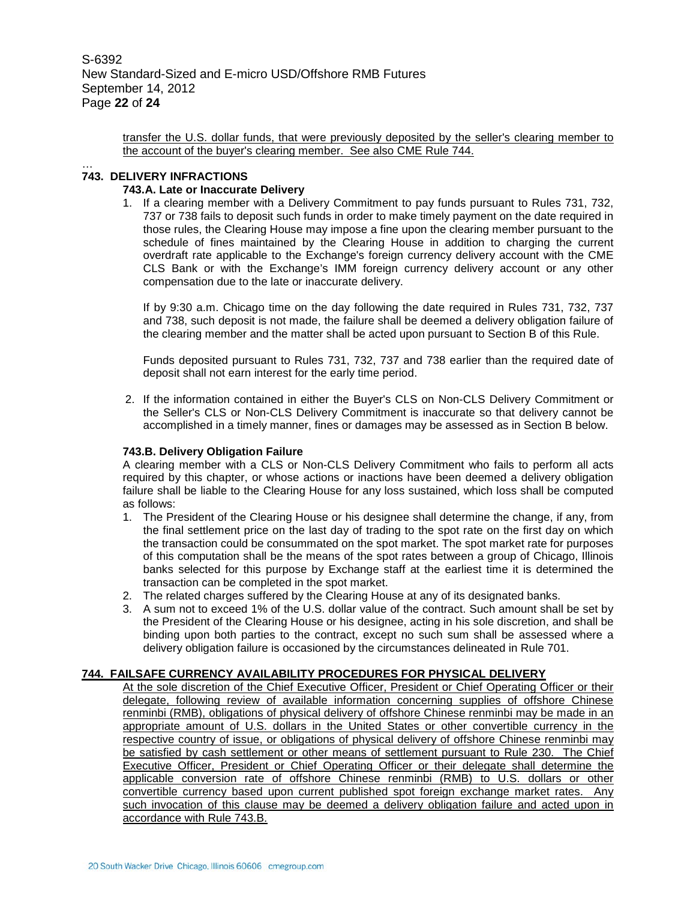transfer the U.S. dollar funds, that were previously deposited by the seller's clearing member to the account of the buyer's clearing member. See also CME Rule 744.

…

## 743. DELIVERY INFRACTIONS

### 743.A. Late or Inaccurate Delivery

1. If a clearing member with a Delivery Commitment to pay funds pursuant to Rules 731, 732, 737 or 738 fails to deposit such funds in order to make timely payment on the date required in those rules, the Clearing House may impose a fine upon the clearing member pursuant to the schedule of fines maintained by the Clearing House in addition to charging the current overdraft rate applicable to the Exchange's foreign currency delivery account with the CME CLS Bank or with the Exchange's IMM foreign currency delivery account or any other compensation due to the late or inaccurate delivery.

   If by 9:30 a.m. Chicago time on the day following the date required in Rules 731, 732, 737 and 738, such deposit is not made, the failure shall be deemed a delivery obligation failure of the clearing member and the matter shall be acted upon pursuant to Section B of this Rule.

   Funds deposited pursuant to Rules 731, 732, 737 and 738 earlier than the required date of deposit shall not earn interest for the early time period.

2. If the information contained in either the Buyer's CLS on Non-CLS Delivery Commitment or the Seller's CLS or Non-CLS Delivery Commitment is inaccurate so that delivery cannot be accomplished in a timely manner, fines or damages may be assessed as in Section B below.

### 743.B. Delivery Obligation Failure

A clearing member with a CLS or Non-CLS Delivery Commitment who fails to perform all acts required by this chapter, or whose actions or inactions have been deemed a delivery obligation failure shall be liable to the Clearing House for any loss sustained, which loss shall be computed as follows:

1. The President of the Clearing House or his designee shall determine the change, if any, from the final settlement price on the last day of trading to the spot rate on the first day on which the transaction could be consummated on the spot market. The spot market rate for purposes of this computation shall be the means of the spot rates between a group of Chicago, Illinois banks selected for this purpose by Exchange staff at the earliest time it is determined the transaction can be completed in the spot market.
2. The related charges suffered by the Clearing House at any of its designated banks.
3. A sum not to exceed 1% of the U.S. dollar value of the contract. Such amount shall be set by the President of the Clearing House or his designee, acting in his sole discretion, and shall be binding upon both parties to the contract, except no such sum shall be assessed where a delivery obligation failure is occasioned by the circumstances delineated in Rule 701.

## 744. FAILSAFE CURRENCY AVAILABILITY PROCEDURES FOR PHYSICAL DELIVERY

At the sole discretion of the Chief Executive Officer, President or Chief Operating Officer or their delegate, following review of available information concerning supplies of offshore Chinese renminbi (RMB), obligations of physical delivery of offshore Chinese renminbi may be made in an appropriate amount of U.S. dollars in the United States or other convertible currency in the respective country of issue, or obligations of physical delivery of offshore Chinese renminbi may be satisfied by cash settlement or other means of settlement pursuant to Rule 230. The Chief Executive Officer, President or Chief Operating Officer or their delegate shall determine the applicable conversion rate of offshore Chinese renminbi (RMB) to U.S. dollars or other convertible currency based upon current published spot foreign exchange market rates. Any such invocation of this clause may be deemed a delivery obligation failure and acted upon in accordance with Rule 743.B.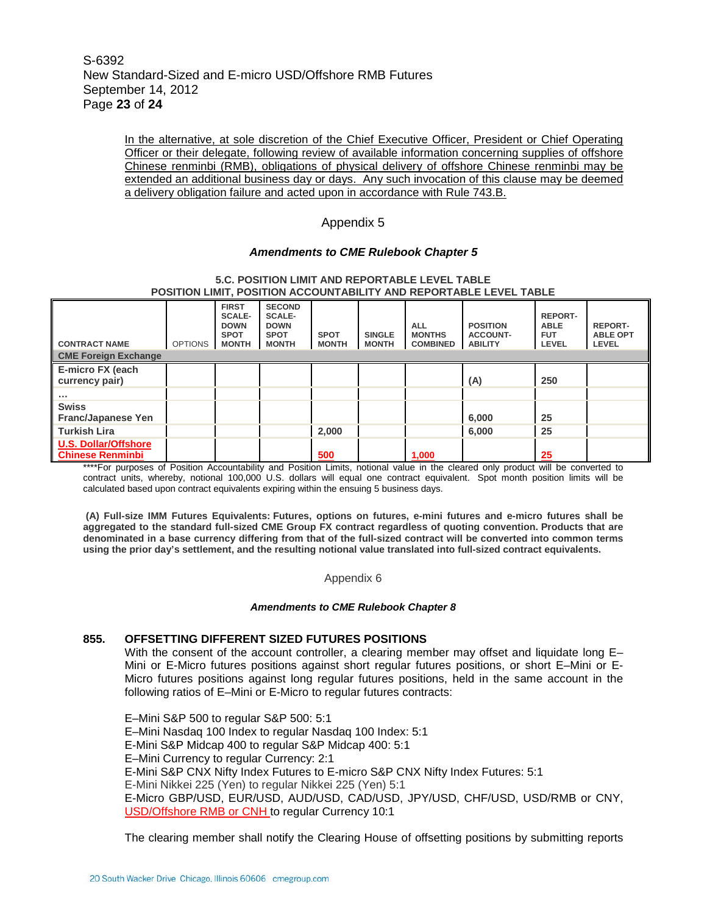In the alternative, at sole discretion of the Chief Executive Officer, President or Chief Operating Officer or their delegate, following review of available information concerning supplies of offshore Chinese renminbi (RMB), obligations of physical delivery of offshore Chinese renminbi may be extended an additional business day or days. Any such invocation of this clause may be deemed a delivery obligation failure and acted upon in accordance with Rule 743.B.

## Appendix 5

### *Amendments to CME Rulebook Chapter 5*

**5.C. POSITION LIMIT AND REPORTABLE LEVEL TABLE**
**POSITION LIMIT, POSITION ACCOUNTABILITY AND REPORTABLE LEVEL TABLE**

| CONTRACT NAME | OPTIONS | FIRST SCALE-DOWN SPOT MONTH | SECOND SCALE-DOWN SPOT MONTH | SPOT MONTH | SINGLE MONTH | ALL MONTHS COMBINED | POSITION ACCOUNT-ABILITY | REPORT-ABLE FUT LEVEL | REPORT-ABLE OPT LEVEL |
|---|---|---|---|---|---|---|---|---|---|
| **CME Foreign Exchange** | | | | | | | | | |
| **E-micro FX (each currency pair)** | | | | | | | (A) | 250 | |
| … | | | | | | | | | |
| **Swiss Franc/Japanese Yen** | | | | | | | 6,000 | 25 | |
| **Turkish Lira** | | | | 2,000 | | | 6,000 | 25 | |
| **U.S. Dollar/Offshore Chinese Renminbi** | | | | 500 | | 1,000 | | 25 | |

****For purposes of Position Accountability and Position Limits, notional value in the cleared only product will be converted to contract units, whereby, notional 100,000 U.S. dollars will equal one contract equivalent. Spot month position limits will be calculated based upon contract equivalents expiring within the ensuing 5 business days.

**(A) Full-size IMM Futures Equivalents: Futures, options on futures, e-mini futures and e-micro futures shall be aggregated to the standard full-sized CME Group FX contract regardless of quoting convention. Products that are denominated in a base currency differing from that of the full-sized contract will be converted into common terms using the prior day's settlement, and the resulting notional value translated into full-sized contract equivalents.**

## Appendix 6

### *Amendments to CME Rulebook Chapter 8*

**855. OFFSETTING DIFFERENT SIZED FUTURES POSITIONS**

With the consent of the account controller, a clearing member may offset and liquidate long E–Mini or E-Micro futures positions against short regular futures positions, or short E–Mini or E-Micro futures positions against long regular futures positions, held in the same account in the following ratios of E–Mini or E-Micro to regular futures contracts:

E–Mini S&P 500 to regular S&P 500: 5:1
E–Mini Nasdaq 100 Index to regular Nasdaq 100 Index: 5:1
E-Mini S&P Midcap 400 to regular S&P Midcap 400: 5:1
E–Mini Currency to regular Currency: 2:1
E-Mini S&P CNX Nifty Index Futures to E-micro S&P CNX Nifty Index Futures: 5:1
E-Mini Nikkei 225 (Yen) to regular Nikkei 225 (Yen) 5:1
E-Micro GBP/USD, EUR/USD, AUD/USD, CAD/USD, JPY/USD, CHF/USD, USD/RMB or CNY, USD/Offshore RMB or CNH to regular Currency 10:1

The clearing member shall notify the Clearing House of offsetting positions by submitting reports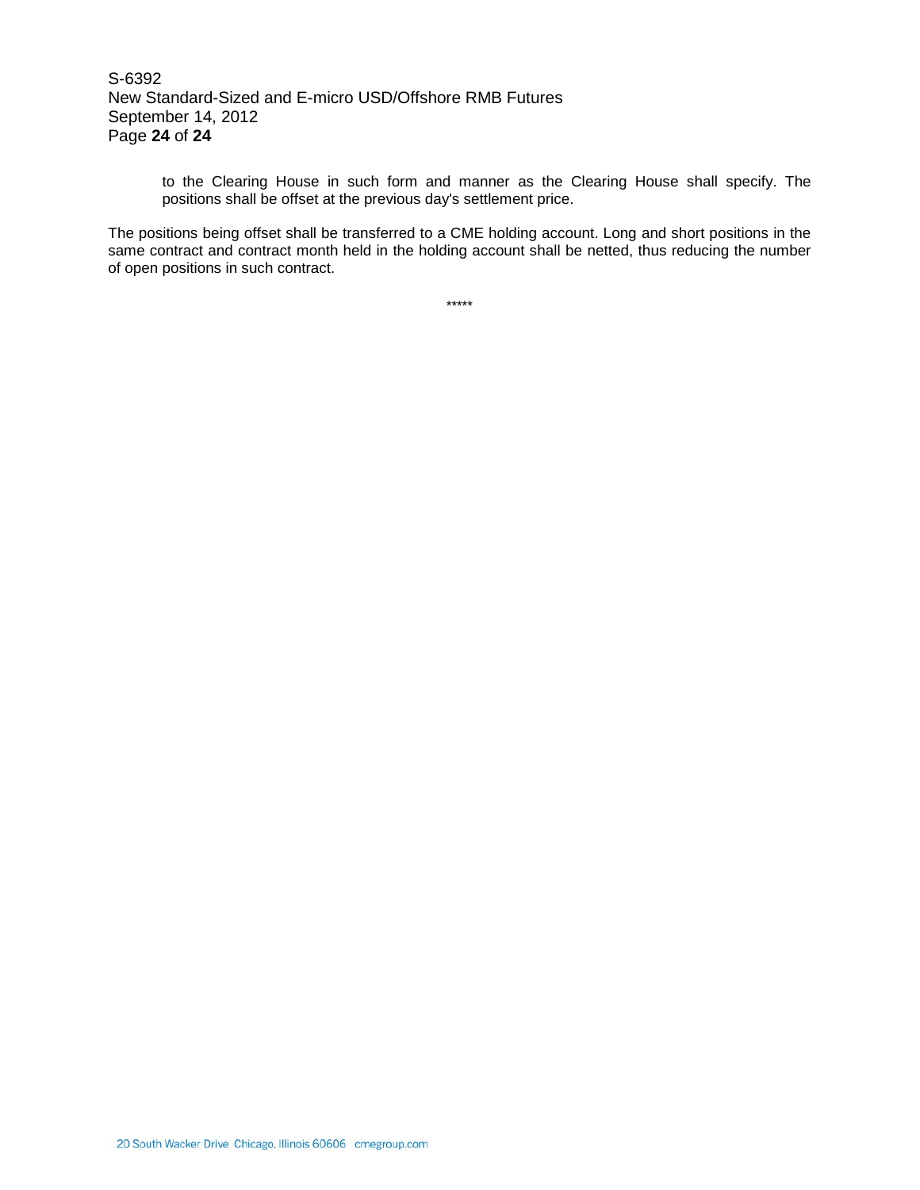to the Clearing House in such form and manner as the Clearing House shall specify. The positions shall be offset at the previous day's settlement price.

The positions being offset shall be transferred to a CME holding account. Long and short positions in the same contract and contract month held in the holding account shall be netted, thus reducing the number of open positions in such contract.

*****